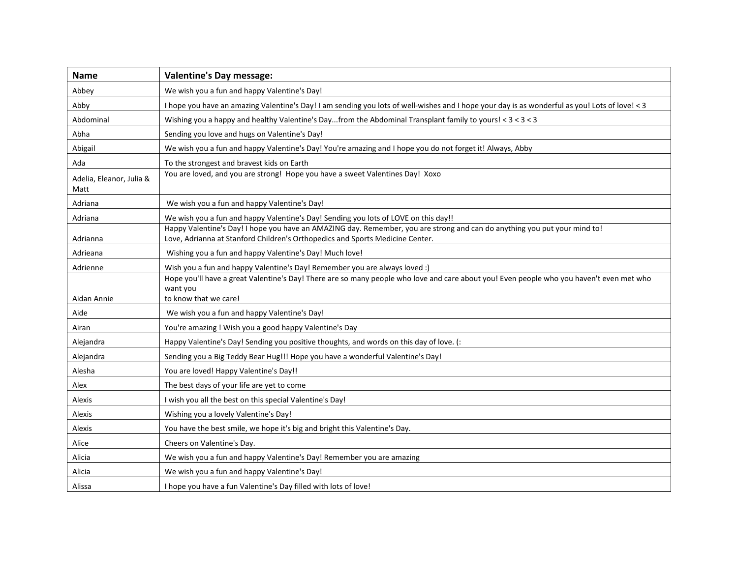| Name | Valentine's Day message: |
|---|---|
| Abbey | We wish you a fun and happy Valentine's Day! |
| Abby | I hope you have an amazing Valentine's Day! I am sending you lots of well-wishes and I hope your day is as wonderful as you! Lots of love! < 3 |
| Abdominal | Wishing you a happy and healthy Valentine's Day...from the Abdominal Transplant family to yours! < 3 < 3 < 3 |
| Abha | Sending you love and hugs on Valentine's Day! |
| Abigail | We wish you a fun and happy Valentine's Day! You're amazing and I hope you do not forget it! Always, Abby |
| Ada | To the strongest and bravest kids on Earth |
| Adelia, Eleanor, Julia & Matt | You are loved, and you are strong! Hope you have a sweet Valentines Day! Xoxo |
| Adriana | We wish you a fun and happy Valentine's Day! |
| Adriana | We wish you a fun and happy Valentine's Day! Sending you lots of LOVE on this day!! |
| Adrianna | Happy Valentine's Day! I hope you have an AMAZING day. Remember, you are strong and can do anything you put your mind to! Love, Adrianna at Stanford Children's Orthopedics and Sports Medicine Center. |
| Adrieana | Wishing you a fun and happy Valentine's Day! Much love! |
| Adrienne | Wish you a fun and happy Valentine's Day! Remember you are always loved :) |
| Aidan Annie | Hope you'll have a great Valentine's Day! There are so many people who love and care about you! Even people who you haven't even met who want you to know that we care! |
| Aide | We wish you a fun and happy Valentine's Day! |
| Airan | You're amazing ! Wish you a good happy Valentine's Day |
| Alejandra | Happy Valentine's Day! Sending you positive thoughts, and words on this day of love. (: |
| Alejandra | Sending you a Big Teddy Bear Hug!!! Hope you have a wonderful Valentine's Day! |
| Alesha | You are loved! Happy Valentine's Day!! |
| Alex | The best days of your life are yet to come |
| Alexis | I wish you all the best on this special Valentine's Day! |
| Alexis | Wishing you a lovely Valentine's Day! |
| Alexis | You have the best smile, we hope it's big and bright this Valentine's Day. |
| Alice | Cheers on Valentine's Day. |
| Alicia | We wish you a fun and happy Valentine's Day! Remember you are amazing |
| Alicia | We wish you a fun and happy Valentine's Day! |
| Alissa | I hope you have a fun Valentine's Day filled with lots of love! |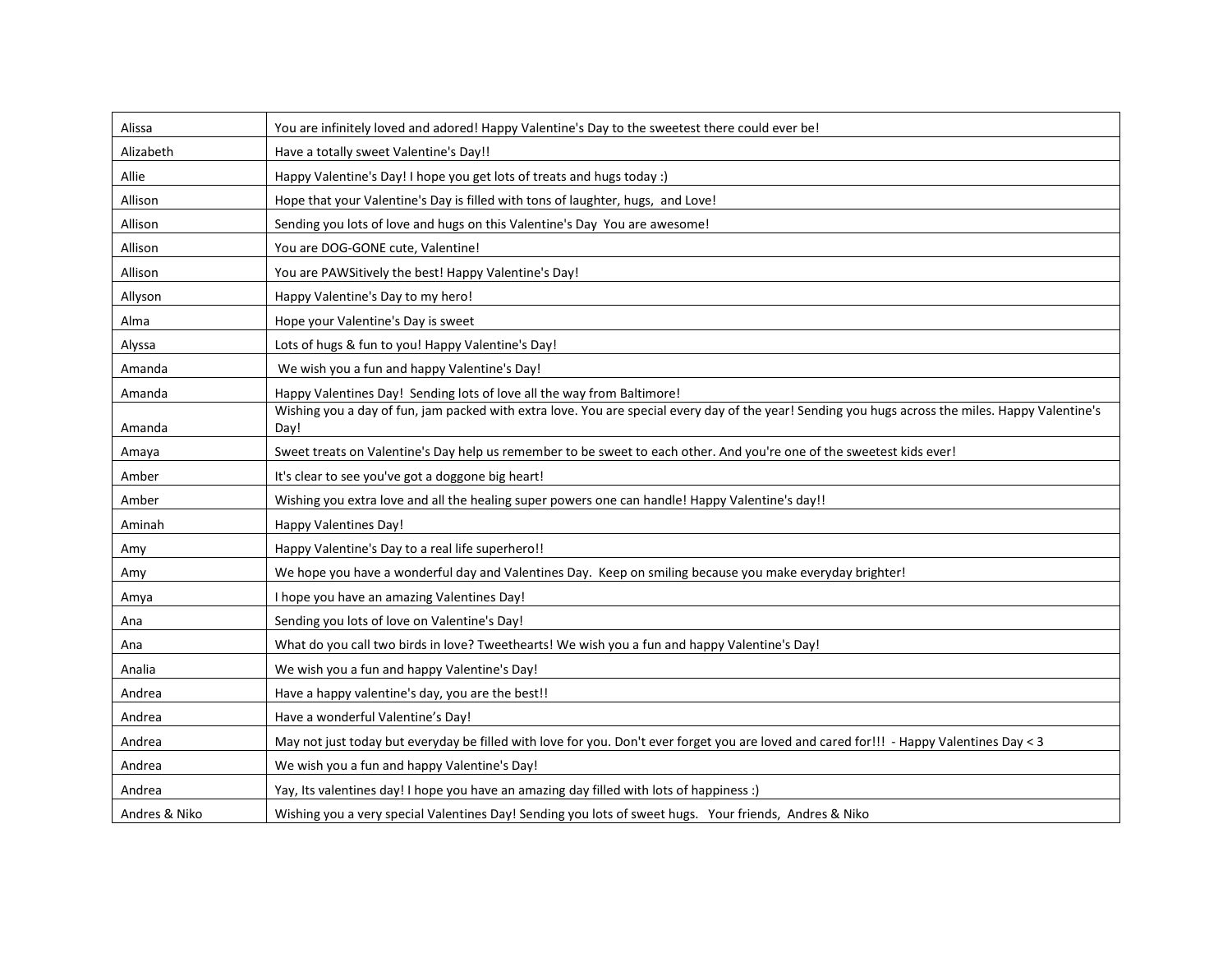| Alissa | You are infinitely loved and adored! Happy Valentine's Day to the sweetest there could ever be! |
|---|---|
| Alizabeth | Have a totally sweet Valentine's Day!! |
| Allie | Happy Valentine's Day! I hope you get lots of treats and hugs today :) |
| Allison | Hope that your Valentine's Day is filled with tons of laughter, hugs, and Love! |
| Allison | Sending you lots of love and hugs on this Valentine's Day You are awesome! |
| Allison | You are DOG-GONE cute, Valentine! |
| Allison | You are PAWSitively the best! Happy Valentine's Day! |
| Allyson | Happy Valentine's Day to my hero! |
| Alma | Hope your Valentine's Day is sweet |
| Alyssa | Lots of hugs & fun to you! Happy Valentine's Day! |
| Amanda | We wish you a fun and happy Valentine's Day! |
| Amanda | Happy Valentines Day! Sending lots of love all the way from Baltimore! |
| Amanda | Wishing you a day of fun, jam packed with extra love. You are special every day of the year! Sending you hugs across the miles. Happy Valentine's Day! |
| Amaya | Sweet treats on Valentine's Day help us remember to be sweet to each other. And you're one of the sweetest kids ever! |
| Amber | It's clear to see you've got a doggone big heart! |
| Amber | Wishing you extra love and all the healing super powers one can handle! Happy Valentine's day!! |
| Aminah | Happy Valentines Day! |
| Amy | Happy Valentine's Day to a real life superhero!! |
| Amy | We hope you have a wonderful day and Valentines Day. Keep on smiling because you make everyday brighter! |
| Amya | I hope you have an amazing Valentines Day! |
| Ana | Sending you lots of love on Valentine's Day! |
| Ana | What do you call two birds in love? Tweethearts! We wish you a fun and happy Valentine's Day! |
| Analia | We wish you a fun and happy Valentine's Day! |
| Andrea | Have a happy valentine's day, you are the best!! |
| Andrea | Have a wonderful Valentine's Day! |
| Andrea | May not just today but everyday be filled with love for you. Don't ever forget you are loved and cared for!!! - Happy Valentines Day < 3 |
| Andrea | We wish you a fun and happy Valentine's Day! |
| Andrea | Yay, Its valentines day! I hope you have an amazing day filled with lots of happiness :) |
| Andres & Niko | Wishing you a very special Valentines Day! Sending you lots of sweet hugs. Your friends, Andres & Niko |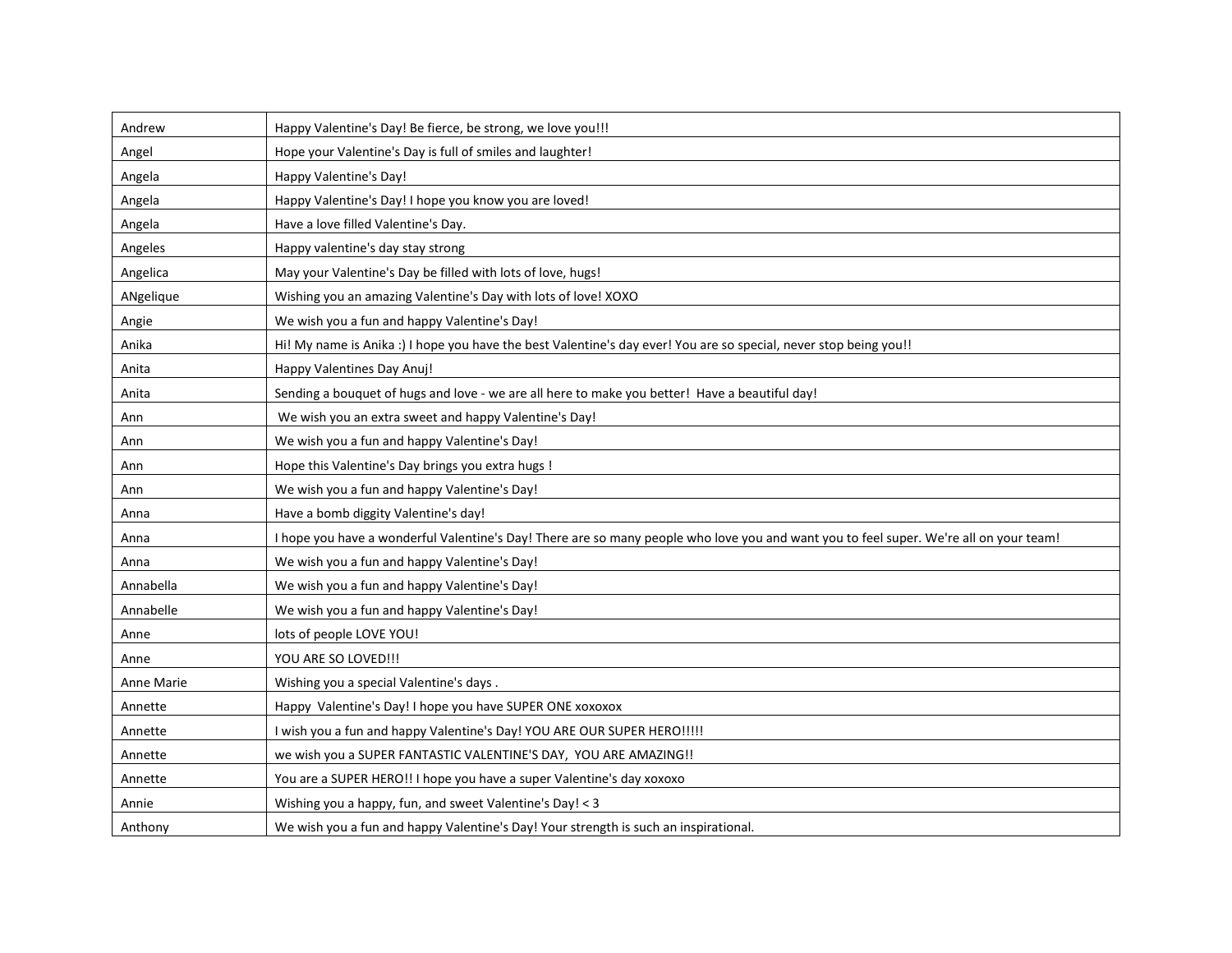| Andrew | Happy Valentine's Day! Be fierce, be strong, we love you!!! |
|---|---|
| Angel | Hope your Valentine's Day is full of smiles and laughter! |
| Angela | Happy Valentine's Day! |
| Angela | Happy Valentine's Day! I hope you know you are loved! |
| Angela | Have a love filled Valentine's Day. |
| Angeles | Happy valentine's day stay strong |
| Angelica | May your Valentine's Day be filled with lots of love, hugs! |
| ANgelique | Wishing you an amazing Valentine's Day with lots of love! XOXO |
| Angie | We wish you a fun and happy Valentine's Day! |
| Anika | Hi! My name is Anika :) I hope you have the best Valentine's day ever! You are so special, never stop being you!! |
| Anita | Happy Valentines Day Anuj! |
| Anita | Sending a bouquet of hugs and love - we are all here to make you better!  Have a beautiful day! |
| Ann | We wish you an extra sweet and happy Valentine's Day! |
| Ann | We wish you a fun and happy Valentine's Day! |
| Ann | Hope this Valentine's Day brings you extra hugs ! |
| Ann | We wish you a fun and happy Valentine's Day! |
| Anna | Have a bomb diggity Valentine's day! |
| Anna | I hope you have a wonderful Valentine's Day! There are so many people who love you and want you to feel super. We're all on your team! |
| Anna | We wish you a fun and happy Valentine's Day! |
| Annabella | We wish you a fun and happy Valentine's Day! |
| Annabelle | We wish you a fun and happy Valentine's Day! |
| Anne | lots of people LOVE YOU! |
| Anne | YOU ARE SO LOVED!!! |
| Anne Marie | Wishing you a special Valentine's days . |
| Annette | Happy  Valentine's Day! I hope you have SUPER ONE xoxoxox |
| Annette | I wish you a fun and happy Valentine's Day! YOU ARE OUR SUPER HERO!!!!! |
| Annette | we wish you a SUPER FANTASTIC VALENTINE'S DAY,  YOU ARE AMAZING!! |
| Annette | You are a SUPER HERO!! I hope you have a super Valentine's day xoxoxo |
| Annie | Wishing you a happy, fun, and sweet Valentine's Day! < 3 |
| Anthony | We wish you a fun and happy Valentine's Day! Your strength is such an inspirational. |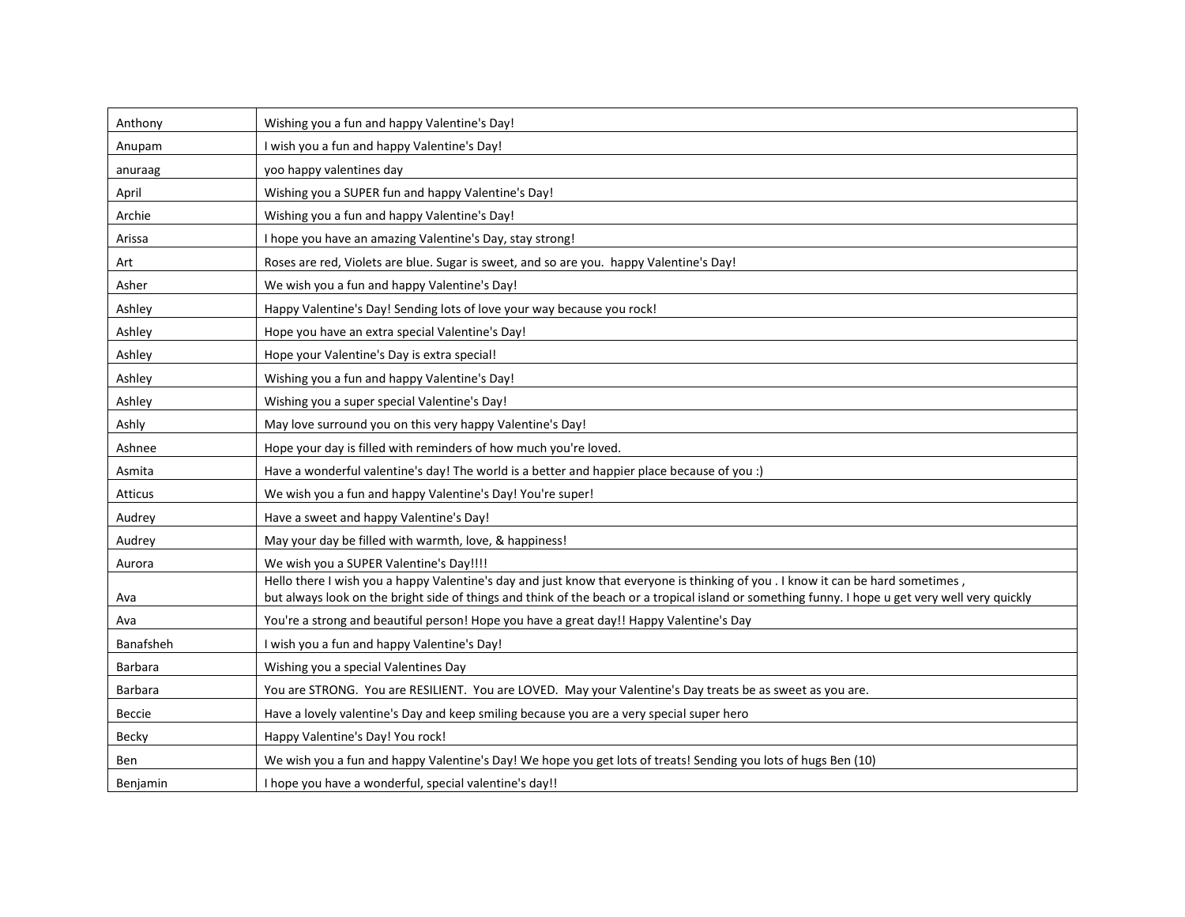| Anthony | Wishing you a fun and happy Valentine's Day! |
|---|---|
| Anupam | I wish you a fun and happy Valentine's Day! |
| anuraag | yoo happy valentines day |
| April | Wishing you a SUPER fun and happy Valentine's Day! |
| Archie | Wishing you a fun and happy Valentine's Day! |
| Arissa | I hope you have an amazing Valentine's Day, stay strong! |
| Art | Roses are red, Violets are blue. Sugar is sweet, and so are you. happy Valentine's Day! |
| Asher | We wish you a fun and happy Valentine's Day! |
| Ashley | Happy Valentine's Day! Sending lots of love your way because you rock! |
| Ashley | Hope you have an extra special Valentine's Day! |
| Ashley | Hope your Valentine's Day is extra special! |
| Ashley | Wishing you a fun and happy Valentine's Day! |
| Ashley | Wishing you a super special Valentine's Day! |
| Ashly | May love surround you on this very happy Valentine's Day! |
| Ashnee | Hope your day is filled with reminders of how much you're loved. |
| Asmita | Have a wonderful valentine's day! The world is a better and happier place because of you :) |
| Atticus | We wish you a fun and happy Valentine's Day! You're super! |
| Audrey | Have a sweet and happy Valentine's Day! |
| Audrey | May your day be filled with warmth, love, & happiness! |
| Aurora | We wish you a SUPER Valentine's Day!!!! |
| Ava | Hello there I wish you a happy Valentine's day and just know that everyone is thinking of you . I know it can be hard sometimes , but always look on the bright side of things and think of the beach or a tropical island or something funny. I hope u get very well very quickly |
| Ava | You're a strong and beautiful person! Hope you have a great day!! Happy Valentine's Day |
| Banafsheh | I wish you a fun and happy Valentine's Day! |
| Barbara | Wishing you a special Valentines Day |
| Barbara | You are STRONG. You are RESILIENT. You are LOVED. May your Valentine's Day treats be as sweet as you are. |
| Beccie | Have a lovely valentine's Day and keep smiling because you are a very special super hero |
| Becky | Happy Valentine's Day! You rock! |
| Ben | We wish you a fun and happy Valentine's Day! We hope you get lots of treats! Sending you lots of hugs Ben (10) |
| Benjamin | I hope you have a wonderful, special valentine's day!! |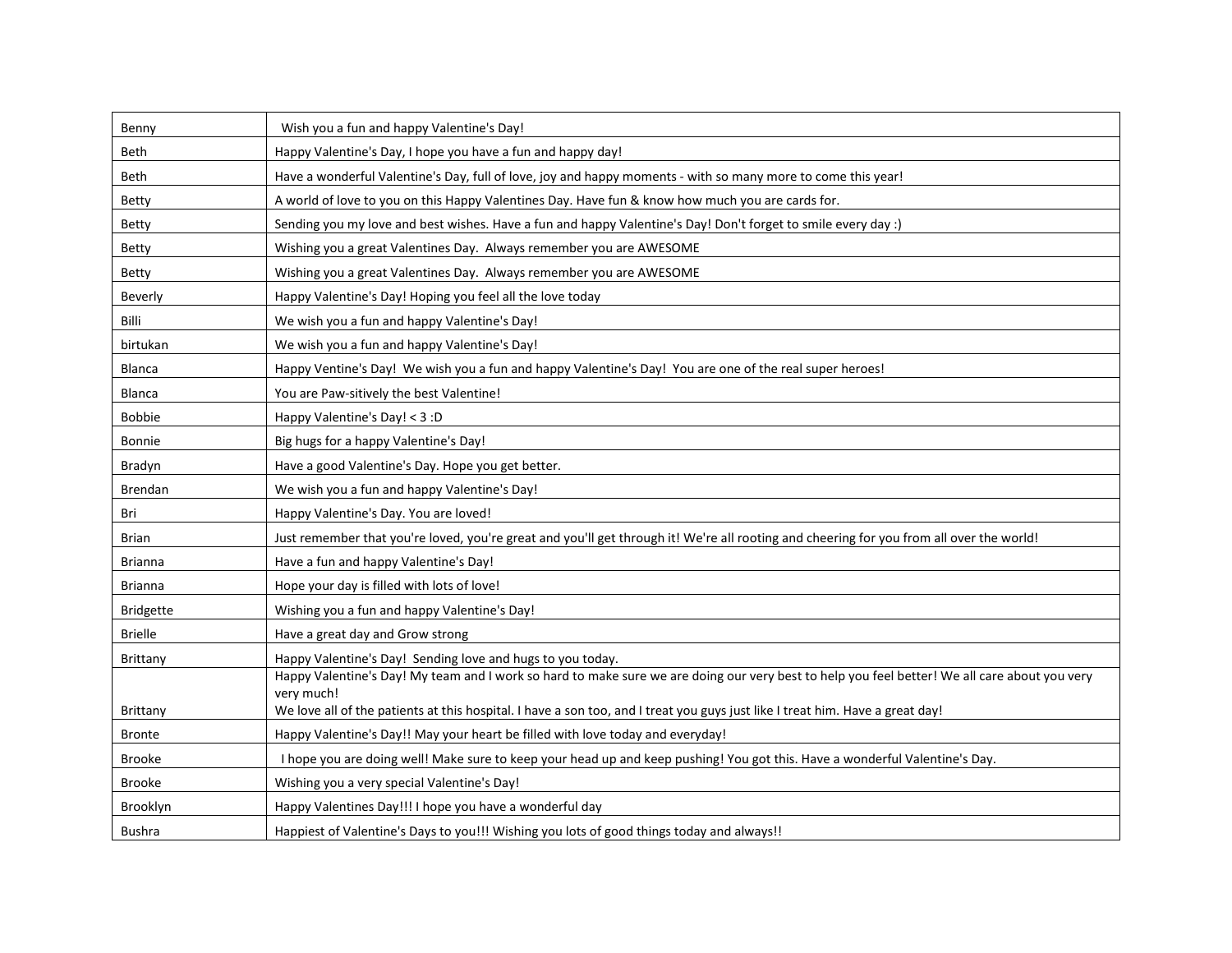| Benny | Wish you a fun and happy Valentine's Day! |
|---|---|
| Beth | Happy Valentine's Day, I hope you have a fun and happy day! |
| Beth | Have a wonderful Valentine's Day, full of love, joy and happy moments - with so many more to come this year! |
| Betty | A world of love to you on this Happy Valentines Day. Have fun & know how much you are cards for. |
| Betty | Sending you my love and best wishes. Have a fun and happy Valentine's Day! Don't forget to smile every day :) |
| Betty | Wishing you a great Valentines Day. Always remember you are AWESOME |
| Betty | Wishing you a great Valentines Day. Always remember you are AWESOME |
| Beverly | Happy Valentine's Day! Hoping you feel all the love today |
| Billi | We wish you a fun and happy Valentine's Day! |
| birtukan | We wish you a fun and happy Valentine's Day! |
| Blanca | Happy Ventine's Day! We wish you a fun and happy Valentine's Day! You are one of the real super heroes! |
| Blanca | You are Paw-sitively the best Valentine! |
| Bobbie | Happy Valentine's Day! < 3 :D |
| Bonnie | Big hugs for a happy Valentine's Day! |
| Bradyn | Have a good Valentine's Day. Hope you get better. |
| Brendan | We wish you a fun and happy Valentine's Day! |
| Bri | Happy Valentine's Day. You are loved! |
| Brian | Just remember that you're loved, you're great and you'll get through it! We're all rooting and cheering for you from all over the world! |
| Brianna | Have a fun and happy Valentine's Day! |
| Brianna | Hope your day is filled with lots of love! |
| Bridgette | Wishing you a fun and happy Valentine's Day! |
| Brielle | Have a great day and Grow strong |
| Brittany | Happy Valentine's Day! Sending love and hugs to you today. |
| Brittany | Happy Valentine's Day! My team and I work so hard to make sure we are doing our very best to help you feel better! We all care about you very very much! We love all of the patients at this hospital. I have a son too, and I treat you guys just like I treat him. Have a great day! |
| Bronte | Happy Valentine's Day!! May your heart be filled with love today and everyday! |
| Brooke | I hope you are doing well! Make sure to keep your head up and keep pushing! You got this. Have a wonderful Valentine's Day. |
| Brooke | Wishing you a very special Valentine's Day! |
| Brooklyn | Happy Valentines Day!!! I hope you have a wonderful day |
| Bushra | Happiest of Valentine's Days to you!!! Wishing you lots of good things today and always!! |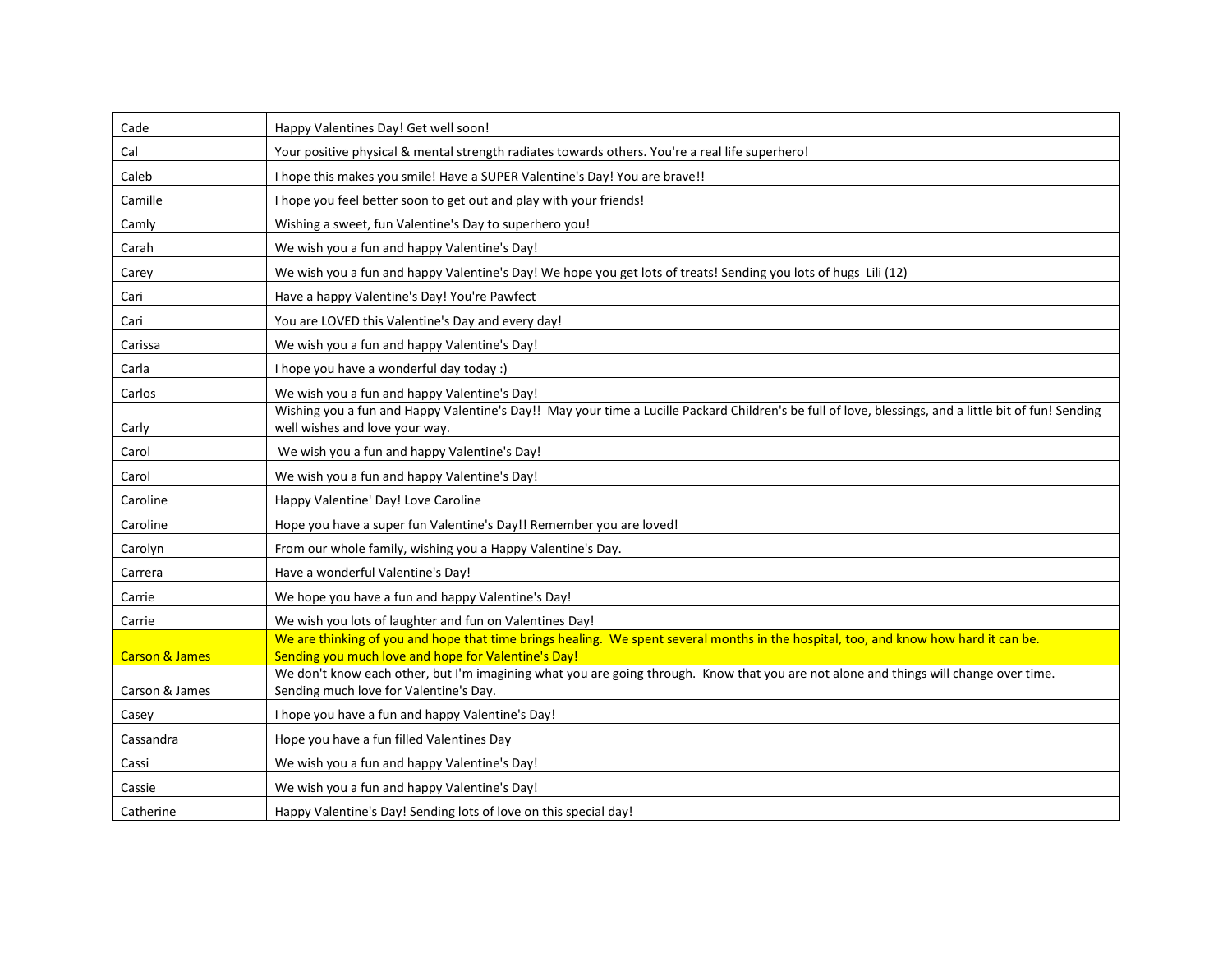| Cade | Happy Valentines Day! Get well soon! |
|---|---|
| Cal | Your positive physical & mental strength radiates towards others. You're a real life superhero! |
| Caleb | I hope this makes you smile! Have a SUPER Valentine's Day! You are brave!! |
| Camille | I hope you feel better soon to get out and play with your friends! |
| Camly | Wishing a sweet, fun Valentine's Day to superhero you! |
| Carah | We wish you a fun and happy Valentine's Day! |
| Carey | We wish you a fun and happy Valentine's Day! We hope you get lots of treats! Sending you lots of hugs Lili (12) |
| Cari | Have a happy Valentine's Day! You're Pawfect |
| Cari | You are LOVED this Valentine's Day and every day! |
| Carissa | We wish you a fun and happy Valentine's Day! |
| Carla | I hope you have a wonderful day today :) |
| Carlos | We wish you a fun and happy Valentine's Day! |
| Carly | Wishing you a fun and Happy Valentine's Day!! May your time a Lucille Packard Children's be full of love, blessings, and a little bit of fun! Sending well wishes and love your way. |
| Carol | We wish you a fun and happy Valentine's Day! |
| Carol | We wish you a fun and happy Valentine's Day! |
| Caroline | Happy Valentine' Day! Love Caroline |
| Caroline | Hope you have a super fun Valentine's Day!! Remember you are loved! |
| Carolyn | From our whole family, wishing you a Happy Valentine's Day. |
| Carrera | Have a wonderful Valentine's Day! |
| Carrie | We hope you have a fun and happy Valentine's Day! |
| Carrie | We wish you lots of laughter and fun on Valentines Day! |
| Carson & James | We are thinking of you and hope that time brings healing. We spent several months in the hospital, too, and know how hard it can be. Sending you much love and hope for Valentine's Day! |
| Carson & James | We don't know each other, but I'm imagining what you are going through. Know that you are not alone and things will change over time. Sending much love for Valentine's Day. |
| Casey | I hope you have a fun and happy Valentine's Day! |
| Cassandra | Hope you have a fun filled Valentines Day |
| Cassi | We wish you a fun and happy Valentine's Day! |
| Cassie | We wish you a fun and happy Valentine's Day! |
| Catherine | Happy Valentine's Day! Sending lots of love on this special day! |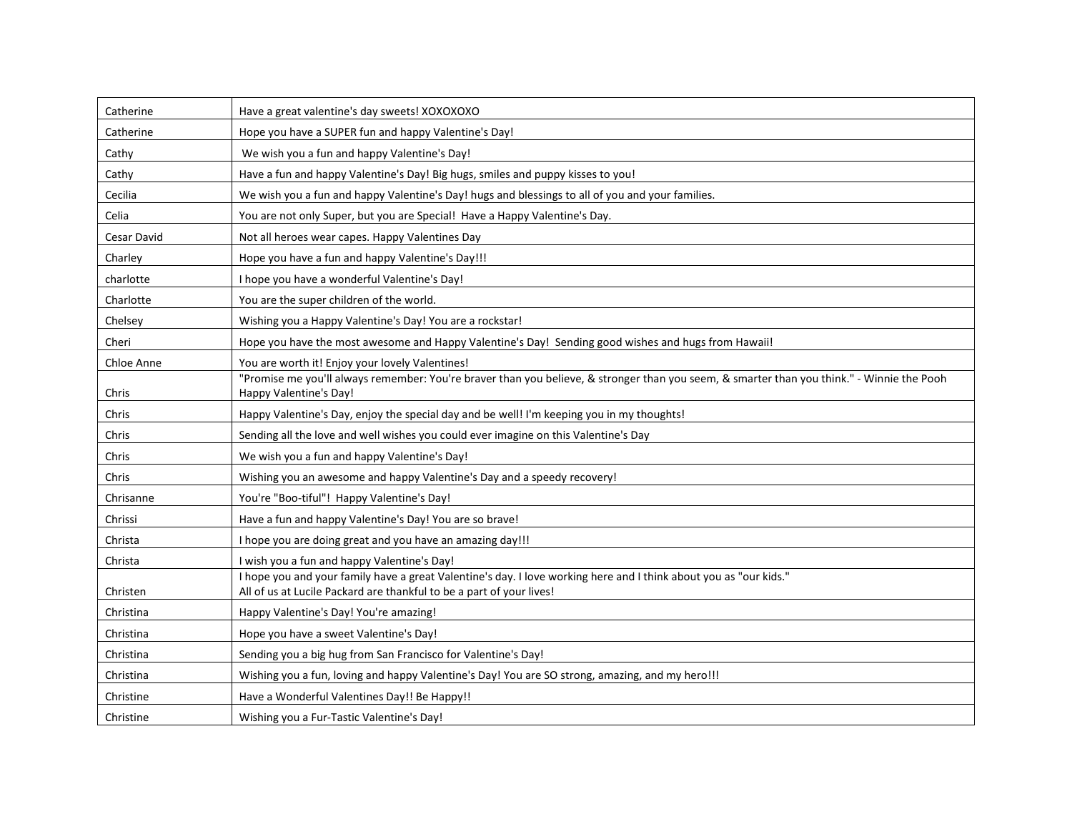| | |
|---|---|
| Catherine | Have a great valentine's day sweets! XOXOXOXO |
| Catherine | Hope you have a SUPER fun and happy Valentine's Day! |
| Cathy | We wish you a fun and happy Valentine's Day! |
| Cathy | Have a fun and happy Valentine's Day! Big hugs, smiles and puppy kisses to you! |
| Cecilia | We wish you a fun and happy Valentine's Day! hugs and blessings to all of you and your families. |
| Celia | You are not only Super, but you are Special! Have a Happy Valentine's Day. |
| Cesar David | Not all heroes wear capes. Happy Valentines Day |
| Charley | Hope you have a fun and happy Valentine's Day!!! |
| charlotte | I hope you have a wonderful Valentine's Day! |
| Charlotte | You are the super children of the world. |
| Chelsey | Wishing you a Happy Valentine's Day! You are a rockstar! |
| Cheri | Hope you have the most awesome and Happy Valentine's Day! Sending good wishes and hugs from Hawaii! |
| Chloe Anne | You are worth it! Enjoy your lovely Valentines! |
| Chris | "Promise me you'll always remember: You're braver than you believe, & stronger than you seem, & smarter than you think." - Winnie the Pooh Happy Valentine's Day! |
| Chris | Happy Valentine's Day, enjoy the special day and be well! I'm keeping you in my thoughts! |
| Chris | Sending all the love and well wishes you could ever imagine on this Valentine's Day |
| Chris | We wish you a fun and happy Valentine's Day! |
| Chris | Wishing you an awesome and happy Valentine's Day and a speedy recovery! |
| Chrisanne | You're "Boo-tiful"! Happy Valentine's Day! |
| Chrissi | Have a fun and happy Valentine's Day! You are so brave! |
| Christa | I hope you are doing great and you have an amazing day!!! |
| Christa | I wish you a fun and happy Valentine's Day! |
| Christen | I hope you and your family have a great Valentine's day. I love working here and I think about you as "our kids." All of us at Lucile Packard are thankful to be a part of your lives! |
| Christina | Happy Valentine's Day! You're amazing! |
| Christina | Hope you have a sweet Valentine's Day! |
| Christina | Sending you a big hug from San Francisco for Valentine's Day! |
| Christina | Wishing you a fun, loving and happy Valentine's Day! You are SO strong, amazing, and my hero!!! |
| Christine | Have a Wonderful Valentines Day!! Be Happy!! |
| Christine | Wishing you a Fur-Tastic Valentine's Day! |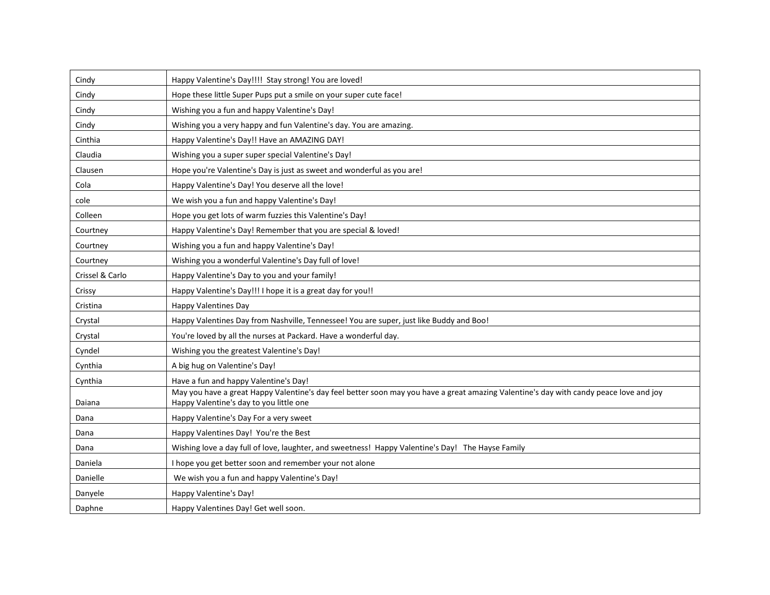| Cindy | Happy Valentine's Day!!!! Stay strong! You are loved! |
|---|---|
| Cindy | Hope these little Super Pups put a smile on your super cute face! |
| Cindy | Wishing you a fun and happy Valentine's Day! |
| Cindy | Wishing you a very happy and fun Valentine's day. You are amazing. |
| Cinthia | Happy Valentine's Day!! Have an AMAZING DAY! |
| Claudia | Wishing you a super super special Valentine's Day! |
| Clausen | Hope you're Valentine's Day is just as sweet and wonderful as you are! |
| Cola | Happy Valentine's Day! You deserve all the love! |
| cole | We wish you a fun and happy Valentine's Day! |
| Colleen | Hope you get lots of warm fuzzies this Valentine's Day! |
| Courtney | Happy Valentine's Day! Remember that you are special & loved! |
| Courtney | Wishing you a fun and happy Valentine's Day! |
| Courtney | Wishing you a wonderful Valentine's Day full of love! |
| Crissel & Carlo | Happy Valentine's Day to you and your family! |
| Crissy | Happy Valentine's Day!!! I hope it is a great day for you!! |
| Cristina | Happy Valentines Day |
| Crystal | Happy Valentines Day from Nashville, Tennessee! You are super, just like Buddy and Boo! |
| Crystal | You're loved by all the nurses at Packard. Have a wonderful day. |
| Cyndel | Wishing you the greatest Valentine's Day! |
| Cynthia | A big hug on Valentine's Day! |
| Cynthia | Have a fun and happy Valentine's Day! |
| Daiana | May you have a great Happy Valentine's day feel better soon may you have a great amazing Valentine's day with candy peace love and joy Happy Valentine's day to you little one |
| Dana | Happy Valentine's Day For a very sweet |
| Dana | Happy Valentines Day! You're the Best |
| Dana | Wishing love a day full of love, laughter, and sweetness! Happy Valentine's Day! The Hayse Family |
| Daniela | I hope you get better soon and remember your not alone |
| Danielle | We wish you a fun and happy Valentine's Day! |
| Danyele | Happy Valentine's Day! |
| Daphne | Happy Valentines Day! Get well soon. |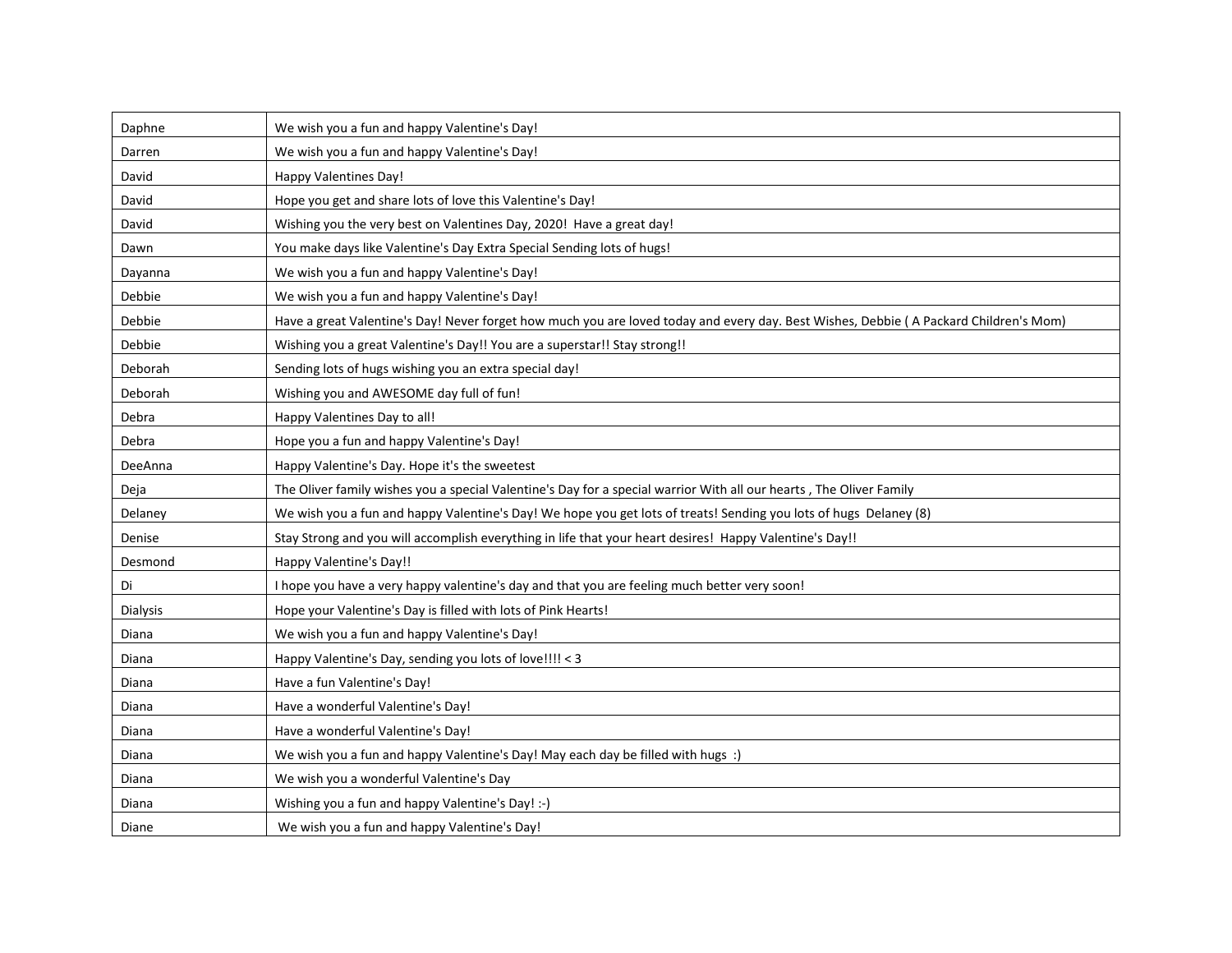| Daphne | We wish you a fun and happy Valentine's Day! |
|---|---|
| Darren | We wish you a fun and happy Valentine's Day! |
| David | Happy Valentines Day! |
| David | Hope you get and share lots of love this Valentine's Day! |
| David | Wishing you the very best on Valentines Day, 2020!  Have a great day! |
| Dawn | You make days like Valentine's Day Extra Special Sending lots of hugs! |
| Dayanna | We wish you a fun and happy Valentine's Day! |
| Debbie | We wish you a fun and happy Valentine's Day! |
| Debbie | Have a great Valentine's Day! Never forget how much you are loved today and every day. Best Wishes, Debbie ( A Packard Children's Mom) |
| Debbie | Wishing you a great Valentine's Day!! You are a superstar!! Stay strong!! |
| Deborah | Sending lots of hugs wishing you an extra special day! |
| Deborah | Wishing you and AWESOME day full of fun! |
| Debra | Happy Valentines Day to all! |
| Debra | Hope you a fun and happy Valentine's Day! |
| DeeAnna | Happy Valentine's Day. Hope it's the sweetest |
| Deja | The Oliver family wishes you a special Valentine's Day for a special warrior With all our hearts , The Oliver Family |
| Delaney | We wish you a fun and happy Valentine's Day! We hope you get lots of treats! Sending you lots of hugs  Delaney (8) |
| Denise | Stay Strong and you will accomplish everything in life that your heart desires!  Happy Valentine's Day!! |
| Desmond | Happy Valentine's Day!! |
| Di | I hope you have a very happy valentine's day and that you are feeling much better very soon! |
| Dialysis | Hope your Valentine's Day is filled with lots of Pink Hearts! |
| Diana | We wish you a fun and happy Valentine's Day! |
| Diana | Happy Valentine's Day, sending you lots of love!!!! < 3 |
| Diana | Have a fun Valentine's Day! |
| Diana | Have a wonderful Valentine's Day! |
| Diana | Have a wonderful Valentine's Day! |
| Diana | We wish you a fun and happy Valentine's Day! May each day be filled with hugs  :) |
| Diana | We wish you a wonderful Valentine's Day |
| Diana | Wishing you a fun and happy Valentine's Day! :-) |
| Diane | We wish you a fun and happy Valentine's Day! |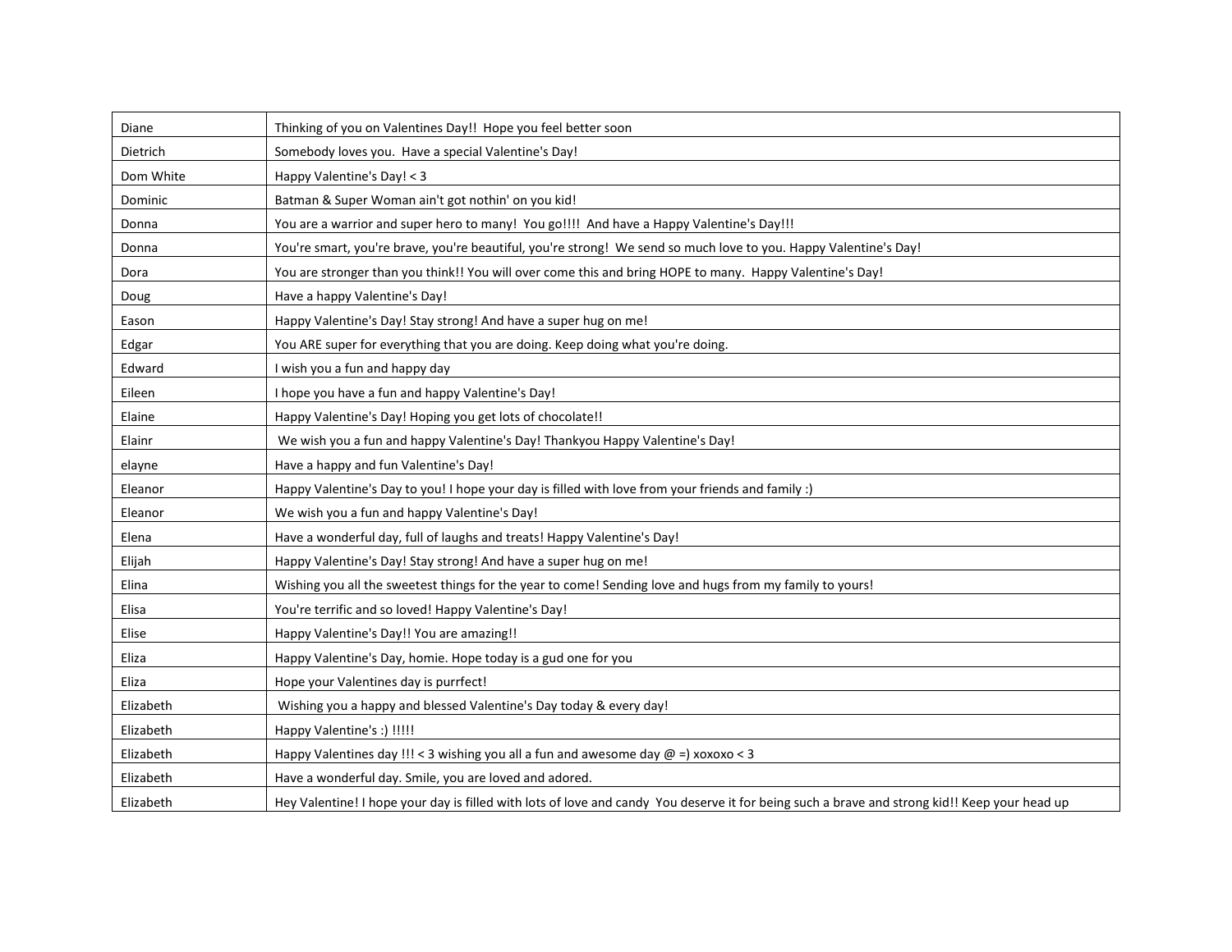| | |
|---|---|
| Diane | Thinking of you on Valentines Day!! Hope you feel better soon |
| Dietrich | Somebody loves you. Have a special Valentine's Day! |
| Dom White | Happy Valentine's Day! < 3 |
| Dominic | Batman & Super Woman ain't got nothin' on you kid! |
| Donna | You are a warrior and super hero to many! You go!!!! And have a Happy Valentine's Day!!! |
| Donna | You're smart, you're brave, you're beautiful, you're strong! We send so much love to you. Happy Valentine's Day! |
| Dora | You are stronger than you think!! You will over come this and bring HOPE to many. Happy Valentine's Day! |
| Doug | Have a happy Valentine's Day! |
| Eason | Happy Valentine's Day! Stay strong! And have a super hug on me! |
| Edgar | You ARE super for everything that you are doing. Keep doing what you're doing. |
| Edward | I wish you a fun and happy day |
| Eileen | I hope you have a fun and happy Valentine's Day! |
| Elaine | Happy Valentine's Day! Hoping you get lots of chocolate!! |
| Elainr | We wish you a fun and happy Valentine's Day! Thankyou Happy Valentine's Day! |
| elayne | Have a happy and fun Valentine's Day! |
| Eleanor | Happy Valentine's Day to you! I hope your day is filled with love from your friends and family :) |
| Eleanor | We wish you a fun and happy Valentine's Day! |
| Elena | Have a wonderful day, full of laughs and treats! Happy Valentine's Day! |
| Elijah | Happy Valentine's Day! Stay strong! And have a super hug on me! |
| Elina | Wishing you all the sweetest things for the year to come! Sending love and hugs from my family to yours! |
| Elisa | You're terrific and so loved! Happy Valentine's Day! |
| Elise | Happy Valentine's Day!! You are amazing!! |
| Eliza | Happy Valentine's Day, homie. Hope today is a gud one for you |
| Eliza | Hope your Valentines day is purrfect! |
| Elizabeth | Wishing you a happy and blessed Valentine's Day today & every day! |
| Elizabeth | Happy Valentine's :) !!!!! |
| Elizabeth | Happy Valentines day !!! < 3 wishing you all a fun and awesome day @ =) xoxoxo < 3 |
| Elizabeth | Have a wonderful day. Smile, you are loved and adored. |
| Elizabeth | Hey Valentine! I hope your day is filled with lots of love and candy You deserve it for being such a brave and strong kid!! Keep your head up |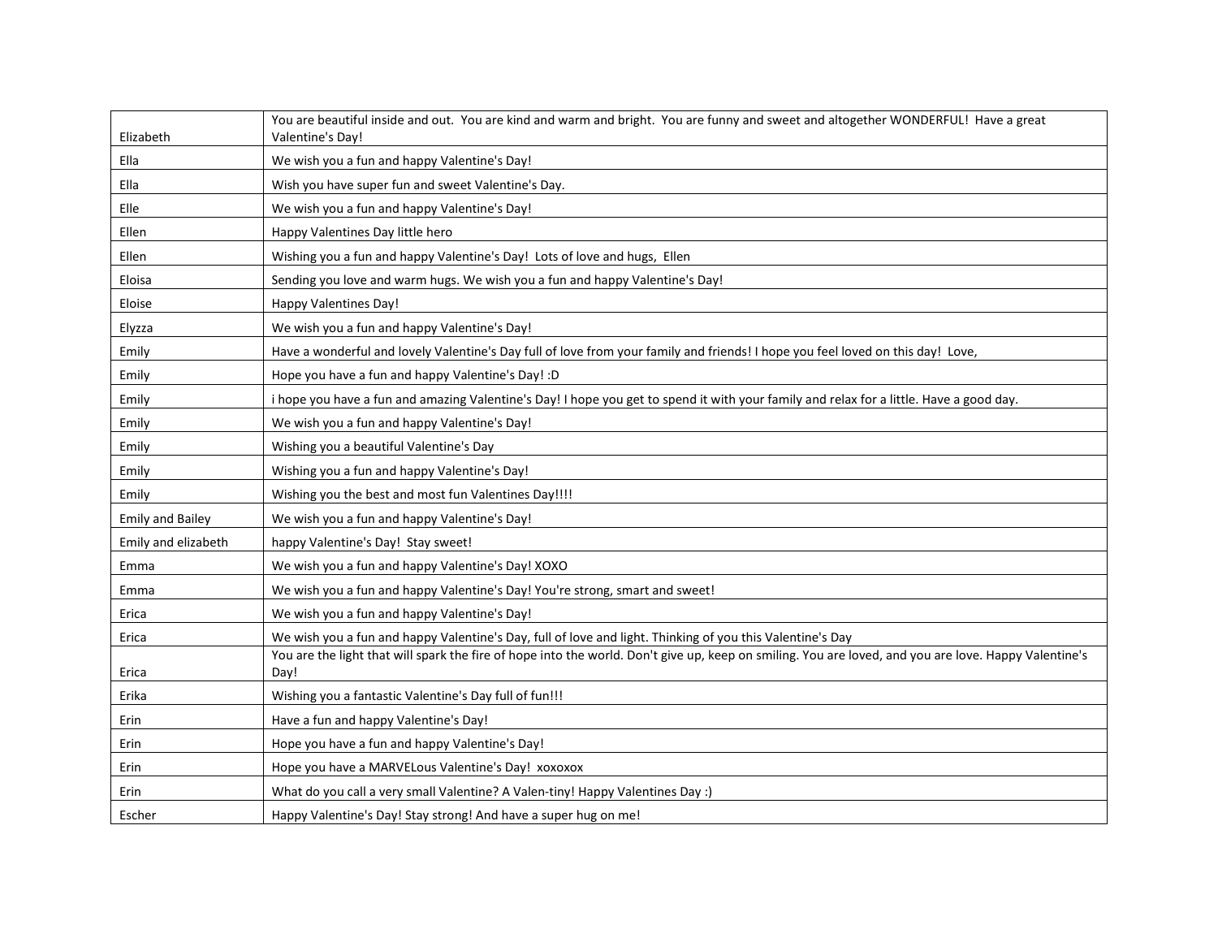| Elizabeth | You are beautiful inside and out. You are kind and warm and bright. You are funny and sweet and altogether WONDERFUL! Have a great Valentine's Day! |
|---|---|
| Ella | We wish you a fun and happy Valentine's Day! |
| Ella | Wish you have super fun and sweet Valentine's Day. |
| Elle | We wish you a fun and happy Valentine's Day! |
| Ellen | Happy Valentines Day little hero |
| Ellen | Wishing you a fun and happy Valentine's Day! Lots of love and hugs, Ellen |
| Eloisa | Sending you love and warm hugs. We wish you a fun and happy Valentine's Day! |
| Eloise | Happy Valentines Day! |
| Elyzza | We wish you a fun and happy Valentine's Day! |
| Emily | Have a wonderful and lovely Valentine's Day full of love from your family and friends! I hope you feel loved on this day! Love, |
| Emily | Hope you have a fun and happy Valentine's Day! :D |
| Emily | i hope you have a fun and amazing Valentine's Day! I hope you get to spend it with your family and relax for a little. Have a good day. |
| Emily | We wish you a fun and happy Valentine's Day! |
| Emily | Wishing you a beautiful Valentine's Day |
| Emily | Wishing you a fun and happy Valentine's Day! |
| Emily | Wishing you the best and most fun Valentines Day!!!! |
| Emily and Bailey | We wish you a fun and happy Valentine's Day! |
| Emily and elizabeth | happy Valentine's Day! Stay sweet! |
| Emma | We wish you a fun and happy Valentine's Day! XOXO |
| Emma | We wish you a fun and happy Valentine's Day! You're strong, smart and sweet! |
| Erica | We wish you a fun and happy Valentine's Day! |
| Erica | We wish you a fun and happy Valentine's Day, full of love and light. Thinking of you this Valentine's Day |
| Erica | You are the light that will spark the fire of hope into the world. Don't give up, keep on smiling. You are loved, and you are love. Happy Valentine's Day! |
| Erika | Wishing you a fantastic Valentine's Day full of fun!!! |
| Erin | Have a fun and happy Valentine's Day! |
| Erin | Hope you have a fun and happy Valentine's Day! |
| Erin | Hope you have a MARVELous Valentine's Day! xoxoxox |
| Erin | What do you call a very small Valentine? A Valen-tiny! Happy Valentines Day :) |
| Escher | Happy Valentine's Day! Stay strong! And have a super hug on me! |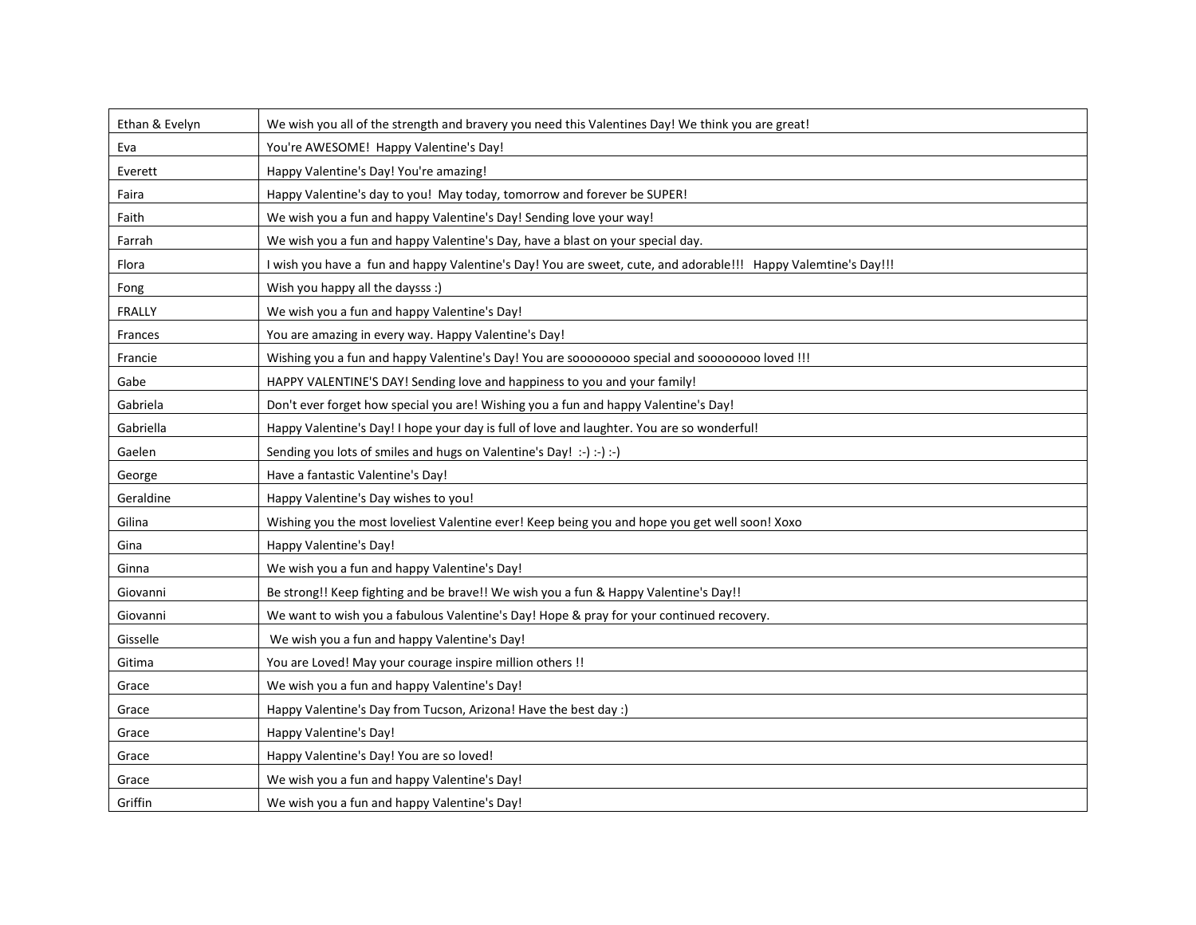| Ethan & Evelyn | We wish you all of the strength and bravery you need this Valentines Day! We think you are great! |
|---|---|
| Eva | You're AWESOME!  Happy Valentine's Day! |
| Everett | Happy Valentine's Day! You're amazing! |
| Faira | Happy Valentine's day to you!  May today, tomorrow and forever be SUPER! |
| Faith | We wish you a fun and happy Valentine's Day! Sending love your way! |
| Farrah | We wish you a fun and happy Valentine's Day, have a blast on your special day. |
| Flora | I wish you have a  fun and happy Valentine's Day! You are sweet, cute, and adorable!!!   Happy Valemtine's Day!!! |
| Fong | Wish you happy all the daysss :) |
| FRALLY | We wish you a fun and happy Valentine's Day! |
| Frances | You are amazing in every way. Happy Valentine's Day! |
| Francie | Wishing you a fun and happy Valentine's Day! You are soooooooo special and soooooooo loved !!! |
| Gabe | HAPPY VALENTINE'S DAY! Sending love and happiness to you and your family! |
| Gabriela | Don't ever forget how special you are! Wishing you a fun and happy Valentine's Day! |
| Gabriella | Happy Valentine's Day! I hope your day is full of love and laughter. You are so wonderful! |
| Gaelen | Sending you lots of smiles and hugs on Valentine's Day!  :-) :-) :-) |
| George | Have a fantastic Valentine's Day! |
| Geraldine | Happy Valentine's Day wishes to you! |
| Gilina | Wishing you the most loveliest Valentine ever! Keep being you and hope you get well soon! Xoxo |
| Gina | Happy Valentine's Day! |
| Ginna | We wish you a fun and happy Valentine's Day! |
| Giovanni | Be strong!! Keep fighting and be brave!! We wish you a fun & Happy Valentine's Day!! |
| Giovanni | We want to wish you a fabulous Valentine's Day! Hope & pray for your continued recovery. |
| Gisselle | We wish you a fun and happy Valentine's Day! |
| Gitima | You are Loved! May your courage inspire million others !! |
| Grace | We wish you a fun and happy Valentine's Day! |
| Grace | Happy Valentine's Day from Tucson, Arizona! Have the best day :) |
| Grace | Happy Valentine's Day! |
| Grace | Happy Valentine's Day! You are so loved! |
| Grace | We wish you a fun and happy Valentine's Day! |
| Griffin | We wish you a fun and happy Valentine's Day! |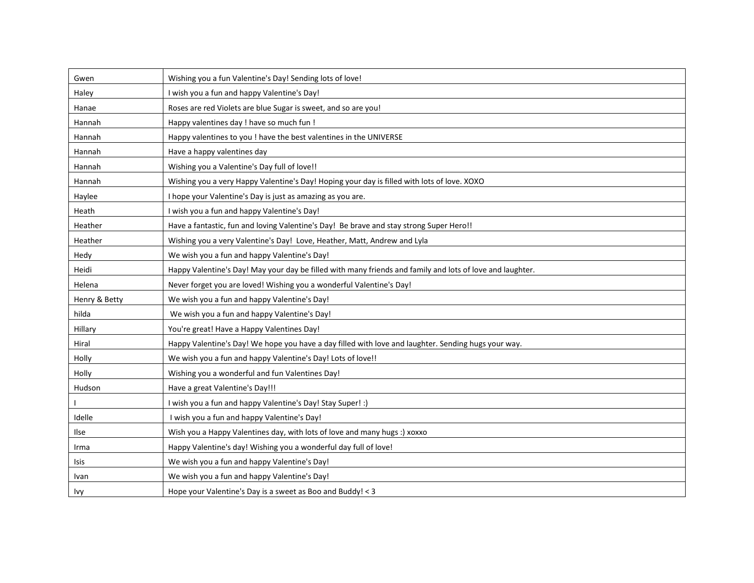| Gwen | Wishing you a fun Valentine's Day! Sending lots of love! |
|---|---|
| Haley | I wish you a fun and happy Valentine's Day! |
| Hanae | Roses are red Violets are blue Sugar is sweet, and so are you! |
| Hannah | Happy valentines day ! have so much fun ! |
| Hannah | Happy valentines to you ! have the best valentines in the UNIVERSE |
| Hannah | Have a happy valentines day |
| Hannah | Wishing you a Valentine's Day full of love!! |
| Hannah | Wishing you a very Happy Valentine's Day! Hoping your day is filled with lots of love. XOXO |
| Haylee | I hope your Valentine's Day is just as amazing as you are. |
| Heath | I wish you a fun and happy Valentine's Day! |
| Heather | Have a fantastic, fun and loving Valentine's Day! Be brave and stay strong Super Hero!! |
| Heather | Wishing you a very Valentine's Day! Love, Heather, Matt, Andrew and Lyla |
| Hedy | We wish you a fun and happy Valentine's Day! |
| Heidi | Happy Valentine's Day! May your day be filled with many friends and family and lots of love and laughter. |
| Helena | Never forget you are loved! Wishing you a wonderful Valentine's Day! |
| Henry & Betty | We wish you a fun and happy Valentine's Day! |
| hilda | We wish you a fun and happy Valentine's Day! |
| Hillary | You're great! Have a Happy Valentines Day! |
| Hiral | Happy Valentine's Day! We hope you have a day filled with love and laughter. Sending hugs your way. |
| Holly | We wish you a fun and happy Valentine's Day! Lots of love!! |
| Holly | Wishing you a wonderful and fun Valentines Day! |
| Hudson | Have a great Valentine's Day!!! |
| I | I wish you a fun and happy Valentine's Day! Stay Super! :) |
| Idelle | I wish you a fun and happy Valentine's Day! |
| Ilse | Wish you a Happy Valentines day, with lots of love and many hugs :) xoxxo |
| Irma | Happy Valentine's day! Wishing you a wonderful day full of love! |
| Isis | We wish you a fun and happy Valentine's Day! |
| Ivan | We wish you a fun and happy Valentine's Day! |
| Ivy | Hope your Valentine's Day is a sweet as Boo and Buddy! < 3 |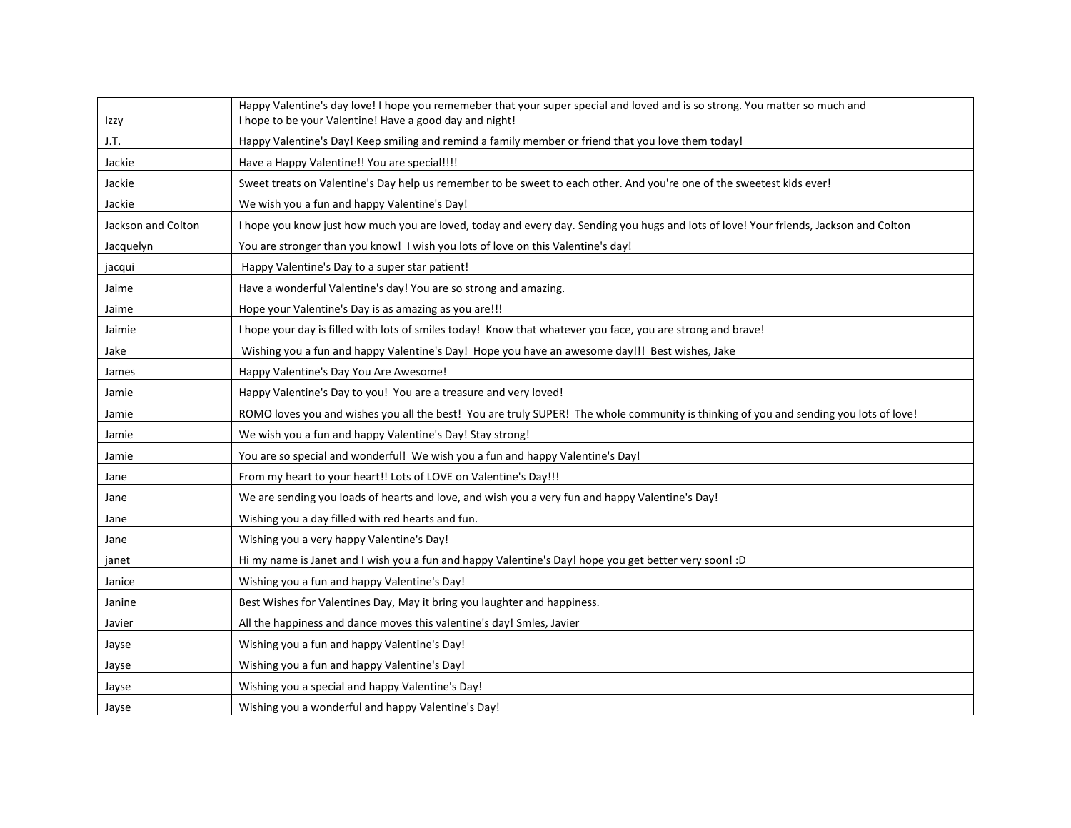| | |
|---|---|
| Izzy | Happy Valentine's day love! I hope you rememeber that your super special and loved and is so strong. You matter so much and I hope to be your Valentine! Have a good day and night! |
| J.T. | Happy Valentine's Day! Keep smiling and remind a family member or friend that you love them today! |
| Jackie | Have a Happy Valentine!! You are special!!!! |
| Jackie | Sweet treats on Valentine's Day help us remember to be sweet to each other. And you're one of the sweetest kids ever! |
| Jackie | We wish you a fun and happy Valentine's Day! |
| Jackson and Colton | I hope you know just how much you are loved, today and every day. Sending you hugs and lots of love! Your friends, Jackson and Colton |
| Jacquelyn | You are stronger than you know! I wish you lots of love on this Valentine's day! |
| jacqui | Happy Valentine's Day to a super star patient! |
| Jaime | Have a wonderful Valentine's day! You are so strong and amazing. |
| Jaime | Hope your Valentine's Day is as amazing as you are!!! |
| Jaimie | I hope your day is filled with lots of smiles today! Know that whatever you face, you are strong and brave! |
| Jake | Wishing you a fun and happy Valentine's Day! Hope you have an awesome day!!! Best wishes, Jake |
| James | Happy Valentine's Day You Are Awesome! |
| Jamie | Happy Valentine's Day to you! You are a treasure and very loved! |
| Jamie | ROMO loves you and wishes you all the best! You are truly SUPER! The whole community is thinking of you and sending you lots of love! |
| Jamie | We wish you a fun and happy Valentine's Day! Stay strong! |
| Jamie | You are so special and wonderful! We wish you a fun and happy Valentine's Day! |
| Jane | From my heart to your heart!! Lots of LOVE on Valentine's Day!!! |
| Jane | We are sending you loads of hearts and love, and wish you a very fun and happy Valentine's Day! |
| Jane | Wishing you a day filled with red hearts and fun. |
| Jane | Wishing you a very happy Valentine's Day! |
| janet | Hi my name is Janet and I wish you a fun and happy Valentine's Day! hope you get better very soon! :D |
| Janice | Wishing you a fun and happy Valentine's Day! |
| Janine | Best Wishes for Valentines Day, May it bring you laughter and happiness. |
| Javier | All the happiness and dance moves this valentine's day! Smles, Javier |
| Jayse | Wishing you a fun and happy Valentine's Day! |
| Jayse | Wishing you a fun and happy Valentine's Day! |
| Jayse | Wishing you a special and happy Valentine's Day! |
| Jayse | Wishing you a wonderful and happy Valentine's Day! |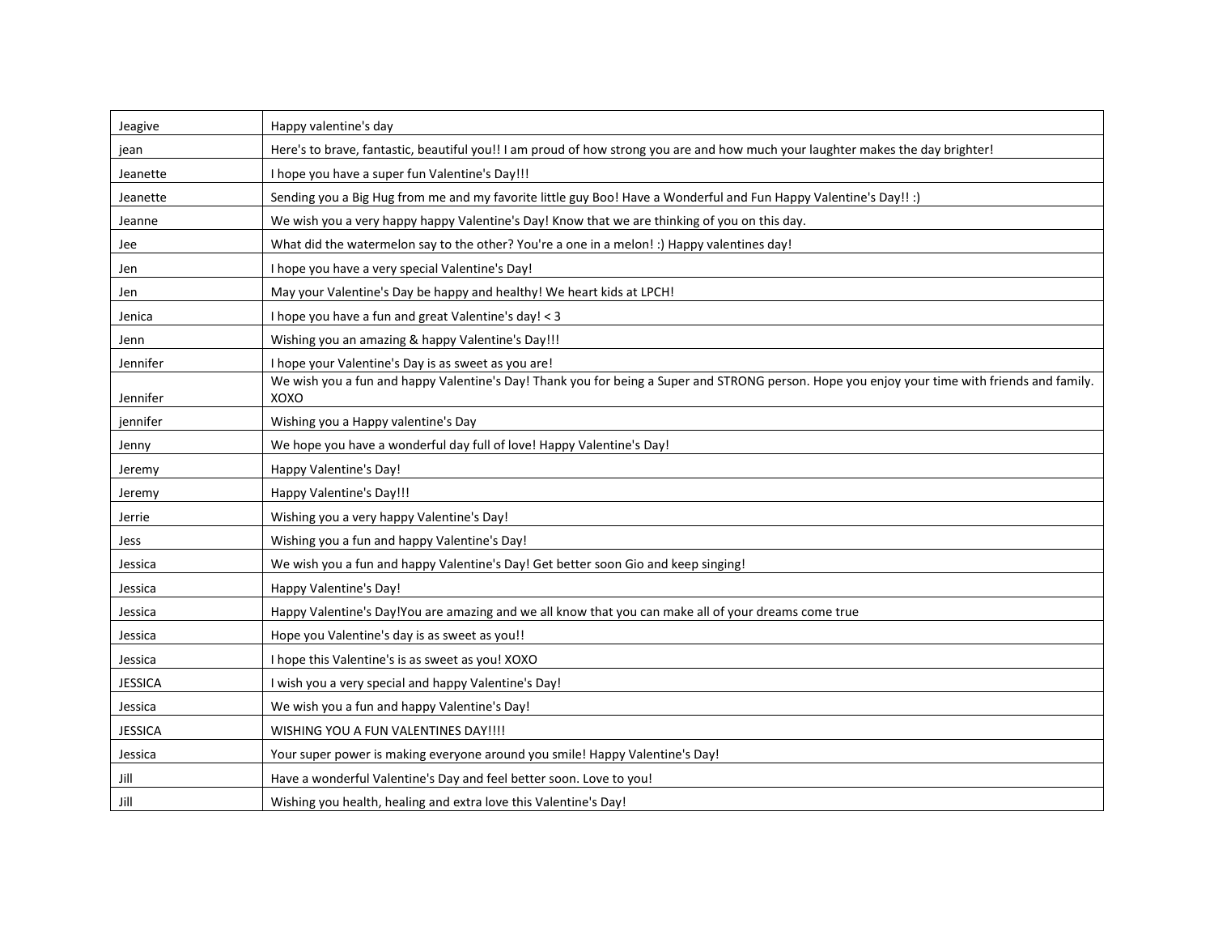| | |
|---|---|
| Jeagive | Happy valentine's day |
| jean | Here's to brave, fantastic, beautiful you!! I am proud of how strong you are and how much your laughter makes the day brighter! |
| Jeanette | I hope you have a super fun Valentine's Day!!! |
| Jeanette | Sending you a Big Hug from me and my favorite little guy Boo! Have a Wonderful and Fun Happy Valentine's Day!! :) |
| Jeanne | We wish you a very happy happy Valentine's Day! Know that we are thinking of you on this day. |
| Jee | What did the watermelon say to the other? You're a one in a melon! :) Happy valentines day! |
| Jen | I hope you have a very special Valentine's Day! |
| Jen | May your Valentine's Day be happy and healthy! We heart kids at LPCH! |
| Jenica | I hope you have a fun and great Valentine's day! < 3 |
| Jenn | Wishing you an amazing & happy Valentine's Day!!! |
| Jennifer | I hope your Valentine's Day is as sweet as you are! |
| Jennifer | We wish you a fun and happy Valentine's Day! Thank you for being a Super and STRONG person. Hope you enjoy your time with friends and family. XOXO |
| jennifer | Wishing you a Happy valentine's Day |
| Jenny | We hope you have a wonderful day full of love! Happy Valentine's Day! |
| Jeremy | Happy Valentine's Day! |
| Jeremy | Happy Valentine's Day!!! |
| Jerrie | Wishing you a very happy Valentine's Day! |
| Jess | Wishing you a fun and happy Valentine's Day! |
| Jessica | We wish you a fun and happy Valentine's Day! Get better soon Gio and keep singing! |
| Jessica | Happy Valentine's Day! |
| Jessica | Happy Valentine's Day!You are amazing and we all know that you can make all of your dreams come true |
| Jessica | Hope you Valentine's day is as sweet as you!! |
| Jessica | I hope this Valentine's is as sweet as you! XOXO |
| JESSICA | I wish you a very special and happy Valentine's Day! |
| Jessica | We wish you a fun and happy Valentine's Day! |
| JESSICA | WISHING YOU A FUN VALENTINES DAY!!!! |
| Jessica | Your super power is making everyone around you smile! Happy Valentine's Day! |
| Jill | Have a wonderful Valentine's Day and feel better soon. Love to you! |
| Jill | Wishing you health, healing and extra love this Valentine's Day! |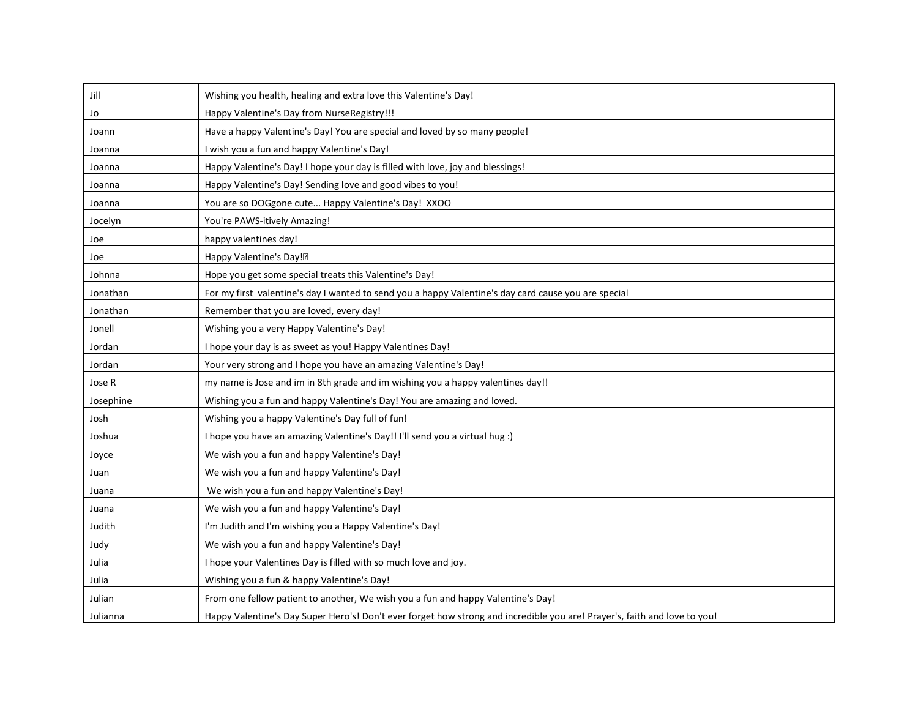| Jill | Wishing you health, healing and extra love this Valentine's Day! |
|---|---|
| Jo | Happy Valentine's Day from NurseRegistry!!! |
| Joann | Have a happy Valentine's Day! You are special and loved by so many people! |
| Joanna | I wish you a fun and happy Valentine's Day! |
| Joanna | Happy Valentine's Day! I hope your day is filled with love, joy and blessings! |
| Joanna | Happy Valentine's Day! Sending love and good vibes to you! |
| Joanna | You are so DOGgone cute... Happy Valentine's Day! XXOO |
| Jocelyn | You're PAWS-itively Amazing! |
| Joe | happy valentines day! |
| Joe | Happy Valentine's Day!? |
| Johnna | Hope you get some special treats this Valentine's Day! |
| Jonathan | For my first valentine's day I wanted to send you a happy Valentine's day card cause you are special |
| Jonathan | Remember that you are loved, every day! |
| Jonell | Wishing you a very Happy Valentine's Day! |
| Jordan | I hope your day is as sweet as you! Happy Valentines Day! |
| Jordan | Your very strong and I hope you have an amazing Valentine's Day! |
| Jose R | my name is Jose and im in 8th grade and im wishing you a happy valentines day!! |
| Josephine | Wishing you a fun and happy Valentine's Day! You are amazing and loved. |
| Josh | Wishing you a happy Valentine's Day full of fun! |
| Joshua | I hope you have an amazing Valentine's Day!! I'll send you a virtual hug :) |
| Joyce | We wish you a fun and happy Valentine's Day! |
| Juan | We wish you a fun and happy Valentine's Day! |
| Juana | We wish you a fun and happy Valentine's Day! |
| Juana | We wish you a fun and happy Valentine's Day! |
| Judith | I'm Judith and I'm wishing you a Happy Valentine's Day! |
| Judy | We wish you a fun and happy Valentine's Day! |
| Julia | I hope your Valentines Day is filled with so much love and joy. |
| Julia | Wishing you a fun & happy Valentine's Day! |
| Julian | From one fellow patient to another, We wish you a fun and happy Valentine's Day! |
| Julianna | Happy Valentine's Day Super Hero's! Don't ever forget how strong and incredible you are! Prayer's, faith and love to you! |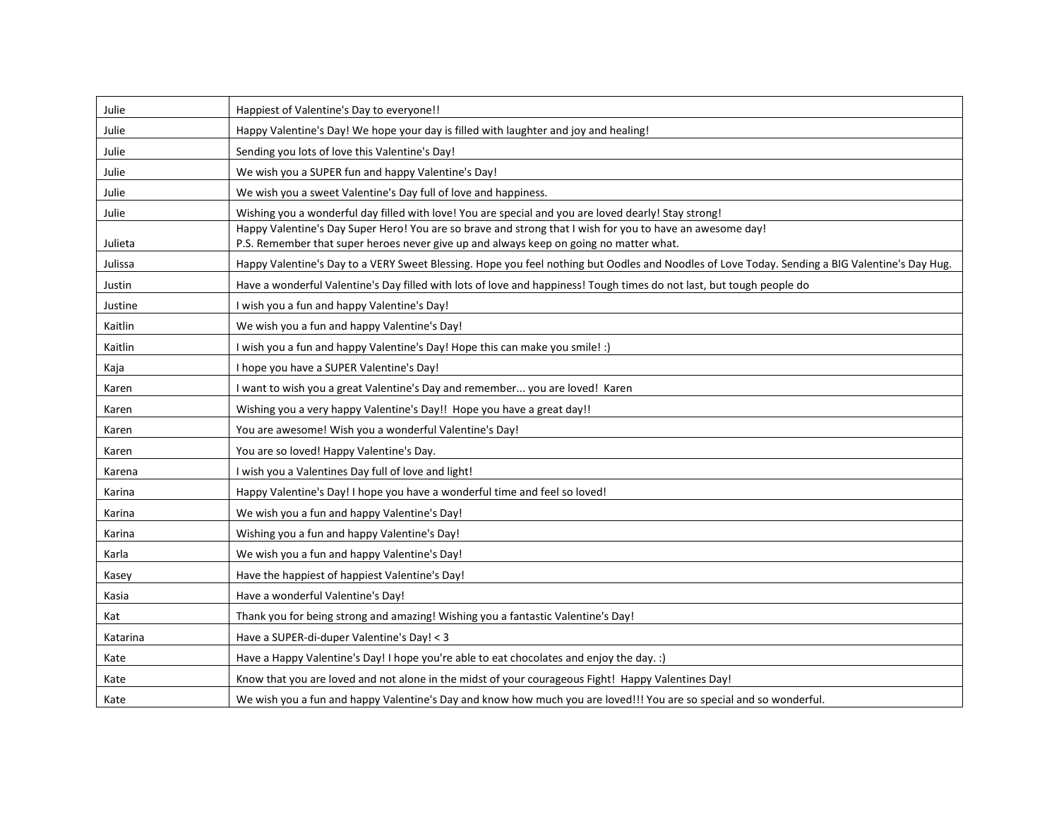| Julie | Happiest of Valentine's Day to everyone!! |
|---|---|
| Julie | Happy Valentine's Day! We hope your day is filled with laughter and joy and healing! |
| Julie | Sending you lots of love this Valentine's Day! |
| Julie | We wish you a SUPER fun and happy Valentine's Day! |
| Julie | We wish you a sweet Valentine's Day full of love and happiness. |
| Julie | Wishing you a wonderful day filled with love! You are special and you are loved dearly! Stay strong! |
| Julieta | Happy Valentine's Day Super Hero! You are so brave and strong that I wish for you to have an awesome day! P.S. Remember that super heroes never give up and always keep on going no matter what. |
| Julissa | Happy Valentine's Day to a VERY Sweet Blessing. Hope you feel nothing but Oodles and Noodles of Love Today. Sending a BIG Valentine's Day Hug. |
| Justin | Have a wonderful Valentine's Day filled with lots of love and happiness! Tough times do not last, but tough people do |
| Justine | I wish you a fun and happy Valentine's Day! |
| Kaitlin | We wish you a fun and happy Valentine's Day! |
| Kaitlin | I wish you a fun and happy Valentine's Day! Hope this can make you smile! :) |
| Kaja | I hope you have a SUPER Valentine's Day! |
| Karen | I want to wish you a great Valentine's Day and remember... you are loved! Karen |
| Karen | Wishing you a very happy Valentine's Day!! Hope you have a great day!! |
| Karen | You are awesome! Wish you a wonderful Valentine's Day! |
| Karen | You are so loved! Happy Valentine's Day. |
| Karena | I wish you a Valentines Day full of love and light! |
| Karina | Happy Valentine's Day! I hope you have a wonderful time and feel so loved! |
| Karina | We wish you a fun and happy Valentine's Day! |
| Karina | Wishing you a fun and happy Valentine's Day! |
| Karla | We wish you a fun and happy Valentine's Day! |
| Kasey | Have the happiest of happiest Valentine's Day! |
| Kasia | Have a wonderful Valentine's Day! |
| Kat | Thank you for being strong and amazing! Wishing you a fantastic Valentine's Day! |
| Katarina | Have a SUPER-di-duper Valentine's Day! < 3 |
| Kate | Have a Happy Valentine's Day! I hope you're able to eat chocolates and enjoy the day. :) |
| Kate | Know that you are loved and not alone in the midst of your courageous Fight! Happy Valentines Day! |
| Kate | We wish you a fun and happy Valentine's Day and know how much you are loved!!! You are so special and so wonderful. |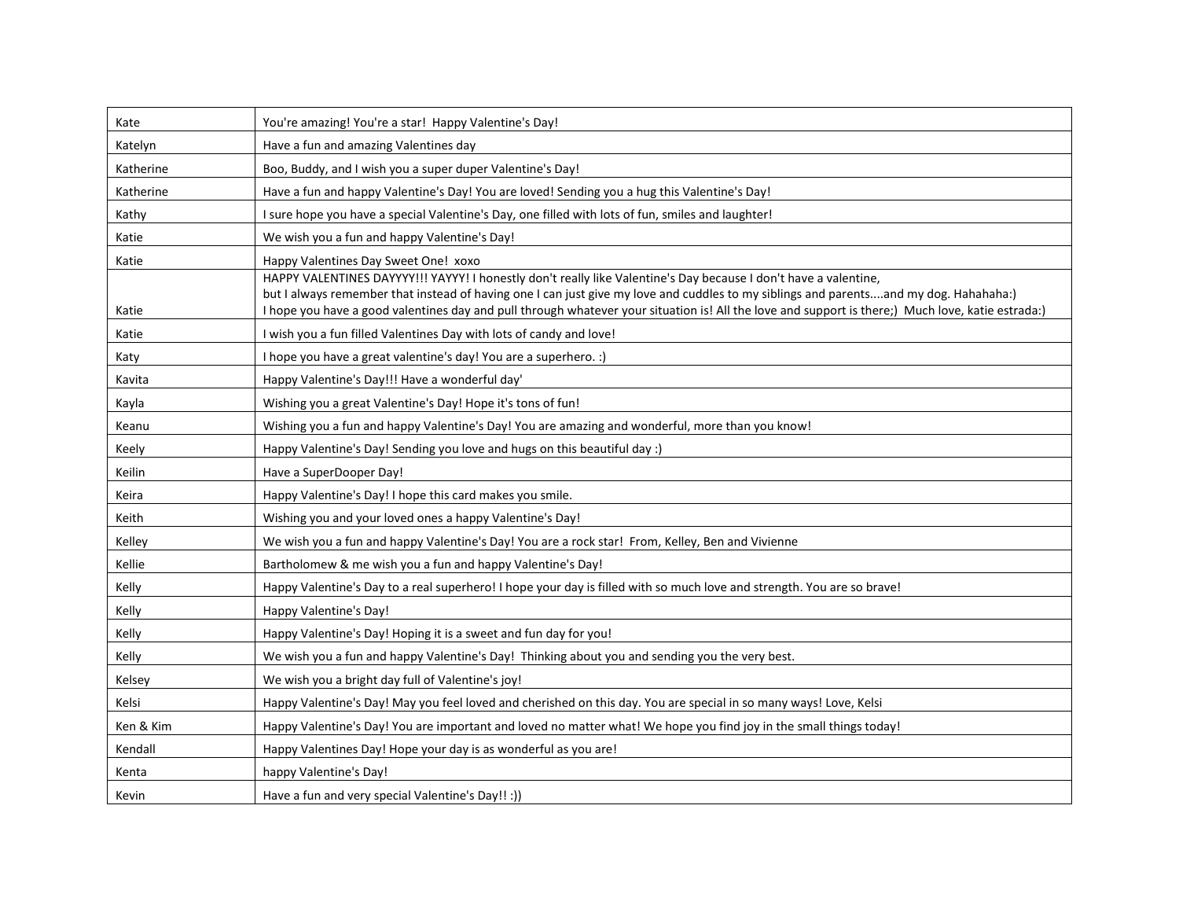| | |
|---|---|
| Kate | You're amazing! You're a star! Happy Valentine's Day! |
| Katelyn | Have a fun and amazing Valentines day |
| Katherine | Boo, Buddy, and I wish you a super duper Valentine's Day! |
| Katherine | Have a fun and happy Valentine's Day! You are loved! Sending you a hug this Valentine's Day! |
| Kathy | I sure hope you have a special Valentine's Day, one filled with lots of fun, smiles and laughter! |
| Katie | We wish you a fun and happy Valentine's Day! |
| Katie | Happy Valentines Day Sweet One! xoxo |
| Katie | HAPPY VALENTINES DAYYYY!!! YAYYY! I honestly don't really like Valentine's Day because I don't have a valentine, but I always remember that instead of having one I can just give my love and cuddles to my siblings and parents....and my dog. Hahahaha:) I hope you have a good valentines day and pull through whatever your situation is! All the love and support is there;) Much love, katie estrada:) |
| Katie | I wish you a fun filled Valentines Day with lots of candy and love! |
| Katy | I hope you have a great valentine's day! You are a superhero. :) |
| Kavita | Happy Valentine's Day!!! Have a wonderful day' |
| Kayla | Wishing you a great Valentine's Day! Hope it's tons of fun! |
| Keanu | Wishing you a fun and happy Valentine's Day! You are amazing and wonderful, more than you know! |
| Keely | Happy Valentine's Day! Sending you love and hugs on this beautiful day :) |
| Keilin | Have a SuperDooper Day! |
| Keira | Happy Valentine's Day! I hope this card makes you smile. |
| Keith | Wishing you and your loved ones a happy Valentine's Day! |
| Kelley | We wish you a fun and happy Valentine's Day! You are a rock star! From, Kelley, Ben and Vivienne |
| Kellie | Bartholomew & me wish you a fun and happy Valentine's Day! |
| Kelly | Happy Valentine's Day to a real superhero! I hope your day is filled with so much love and strength. You are so brave! |
| Kelly | Happy Valentine's Day! |
| Kelly | Happy Valentine's Day! Hoping it is a sweet and fun day for you! |
| Kelly | We wish you a fun and happy Valentine's Day! Thinking about you and sending you the very best. |
| Kelsey | We wish you a bright day full of Valentine's joy! |
| Kelsi | Happy Valentine's Day! May you feel loved and cherished on this day. You are special in so many ways! Love, Kelsi |
| Ken & Kim | Happy Valentine's Day! You are important and loved no matter what! We hope you find joy in the small things today! |
| Kendall | Happy Valentines Day! Hope your day is as wonderful as you are! |
| Kenta | happy Valentine's Day! |
| Kevin | Have a fun and very special Valentine's Day!! :)) |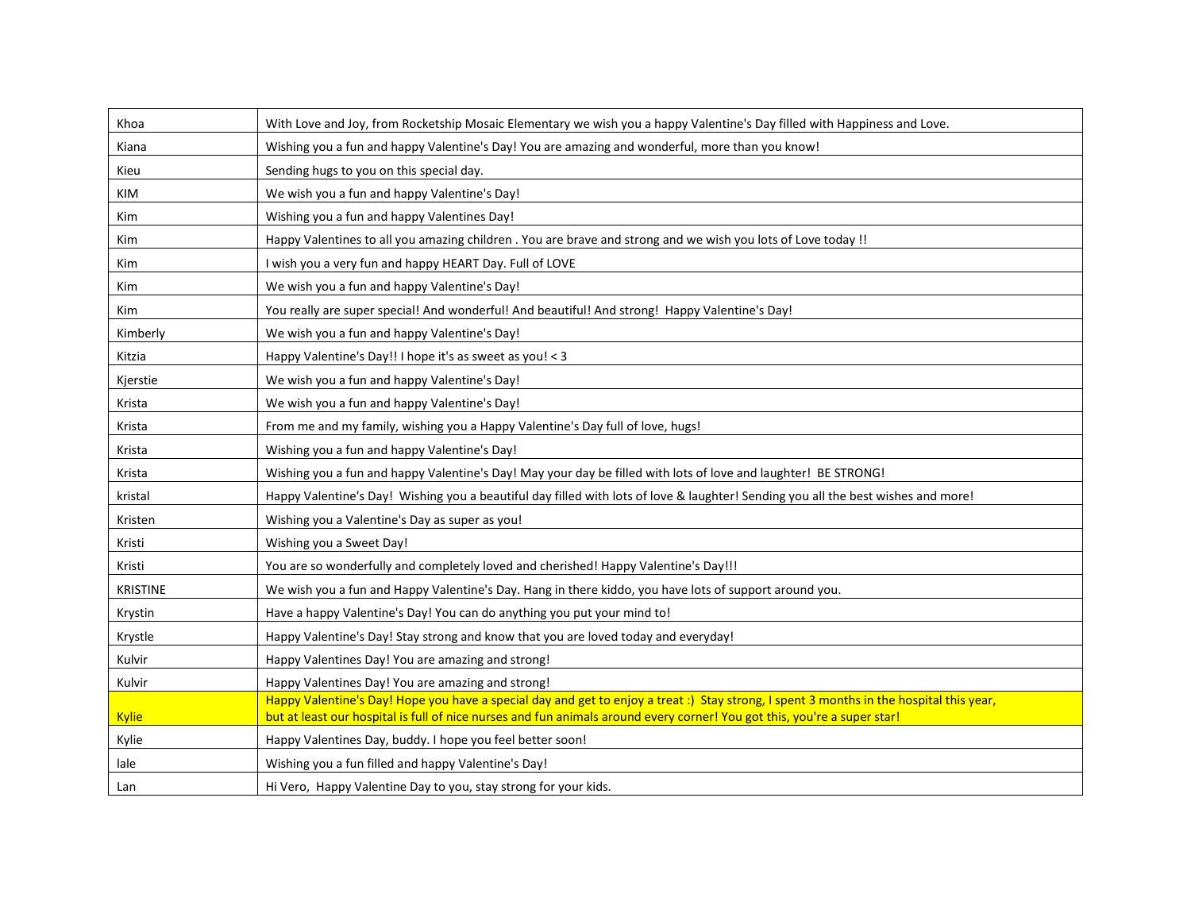| | |
|---|---|
| Khoa | With Love and Joy, from Rocketship Mosaic Elementary we wish you a happy Valentine's Day filled with Happiness and Love. |
| Kiana | Wishing you a fun and happy Valentine's Day! You are amazing and wonderful, more than you know! |
| Kieu | Sending hugs to you on this special day. |
| KIM | We wish you a fun and happy Valentine's Day! |
| Kim | Wishing you a fun and happy Valentines Day! |
| Kim | Happy Valentines to all you amazing children . You are brave and strong and we wish you lots of Love today !! |
| Kim | I wish you a very fun and happy HEART Day. Full of LOVE |
| Kim | We wish you a fun and happy Valentine's Day! |
| Kim | You really are super special! And wonderful! And beautiful! And strong! Happy Valentine's Day! |
| Kimberly | We wish you a fun and happy Valentine's Day! |
| Kitzia | Happy Valentine's Day!! I hope it's as sweet as you! < 3 |
| Kjerstie | We wish you a fun and happy Valentine's Day! |
| Krista | We wish you a fun and happy Valentine's Day! |
| Krista | From me and my family, wishing you a Happy Valentine's Day full of love, hugs! |
| Krista | Wishing you a fun and happy Valentine's Day! |
| Krista | Wishing you a fun and happy Valentine's Day! May your day be filled with lots of love and laughter! BE STRONG! |
| kristal | Happy Valentine's Day! Wishing you a beautiful day filled with lots of love & laughter! Sending you all the best wishes and more! |
| Kristen | Wishing you a Valentine's Day as super as you! |
| Kristi | Wishing you a Sweet Day! |
| Kristi | You are so wonderfully and completely loved and cherished! Happy Valentine's Day!!! |
| KRISTINE | We wish you a fun and Happy Valentine's Day. Hang in there kiddo, you have lots of support around you. |
| Krystin | Have a happy Valentine's Day! You can do anything you put your mind to! |
| Krystle | Happy Valentine's Day! Stay strong and know that you are loved today and everyday! |
| Kulvir | Happy Valentines Day! You are amazing and strong! |
| Kulvir | Happy Valentines Day! You are amazing and strong! |
| Kylie | Happy Valentine's Day! Hope you have a special day and get to enjoy a treat :) Stay strong, I spent 3 months in the hospital this year, but at least our hospital is full of nice nurses and fun animals around every corner! You got this, you're a super star! |
| Kylie | Happy Valentines Day, buddy. I hope you feel better soon! |
| lale | Wishing you a fun filled and happy Valentine's Day! |
| Lan | Hi Vero, Happy Valentine Day to you, stay strong for your kids. |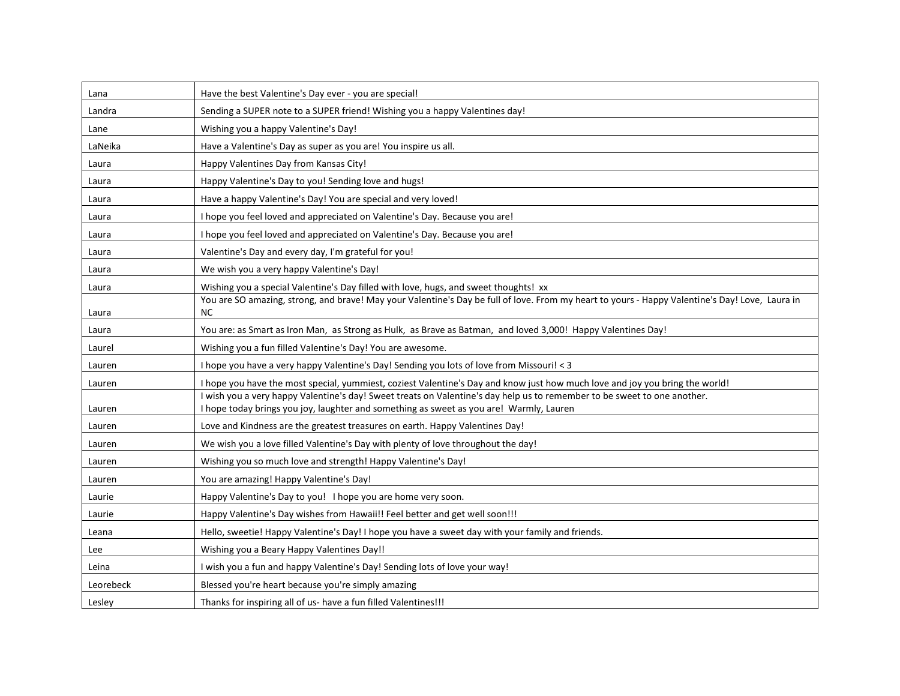| Lana | Have the best Valentine's Day ever - you are special! |
|---|---|
| Landra | Sending a SUPER note to a SUPER friend! Wishing you a happy Valentines day! |
| Lane | Wishing you a happy Valentine's Day! |
| LaNeika | Have a Valentine's Day as super as you are! You inspire us all. |
| Laura | Happy Valentines Day from Kansas City! |
| Laura | Happy Valentine's Day to you! Sending love and hugs! |
| Laura | Have a happy Valentine's Day! You are special and very loved! |
| Laura | I hope you feel loved and appreciated on Valentine's Day. Because you are! |
| Laura | I hope you feel loved and appreciated on Valentine's Day. Because you are! |
| Laura | Valentine's Day and every day, I'm grateful for you! |
| Laura | We wish you a very happy Valentine's Day! |
| Laura | Wishing you a special Valentine's Day filled with love, hugs, and sweet thoughts! xx |
| Laura | You are SO amazing, strong, and brave! May your Valentine's Day be full of love. From my heart to yours - Happy Valentine's Day! Love, Laura in NC |
| Laura | You are: as Smart as Iron Man, as Strong as Hulk, as Brave as Batman, and loved 3,000! Happy Valentines Day! |
| Laurel | Wishing you a fun filled Valentine's Day! You are awesome. |
| Lauren | I hope you have a very happy Valentine's Day! Sending you lots of love from Missouri! < 3 |
| Lauren | I hope you have the most special, yummiest, coziest Valentine's Day and know just how much love and joy you bring the world! |
| Lauren | I wish you a very happy Valentine's day! Sweet treats on Valentine's day help us to remember to be sweet to one another. I hope today brings you joy, laughter and something as sweet as you are! Warmly, Lauren |
| Lauren | Love and Kindness are the greatest treasures on earth. Happy Valentines Day! |
| Lauren | We wish you a love filled Valentine's Day with plenty of love throughout the day! |
| Lauren | Wishing you so much love and strength! Happy Valentine's Day! |
| Lauren | You are amazing! Happy Valentine's Day! |
| Laurie | Happy Valentine's Day to you! I hope you are home very soon. |
| Laurie | Happy Valentine's Day wishes from Hawaii!! Feel better and get well soon!!! |
| Leana | Hello, sweetie! Happy Valentine's Day! I hope you have a sweet day with your family and friends. |
| Lee | Wishing you a Beary Happy Valentines Day!! |
| Leina | I wish you a fun and happy Valentine's Day! Sending lots of love your way! |
| Leorebeck | Blessed you're heart because you're simply amazing |
| Lesley | Thanks for inspiring all of us- have a fun filled Valentines!!! |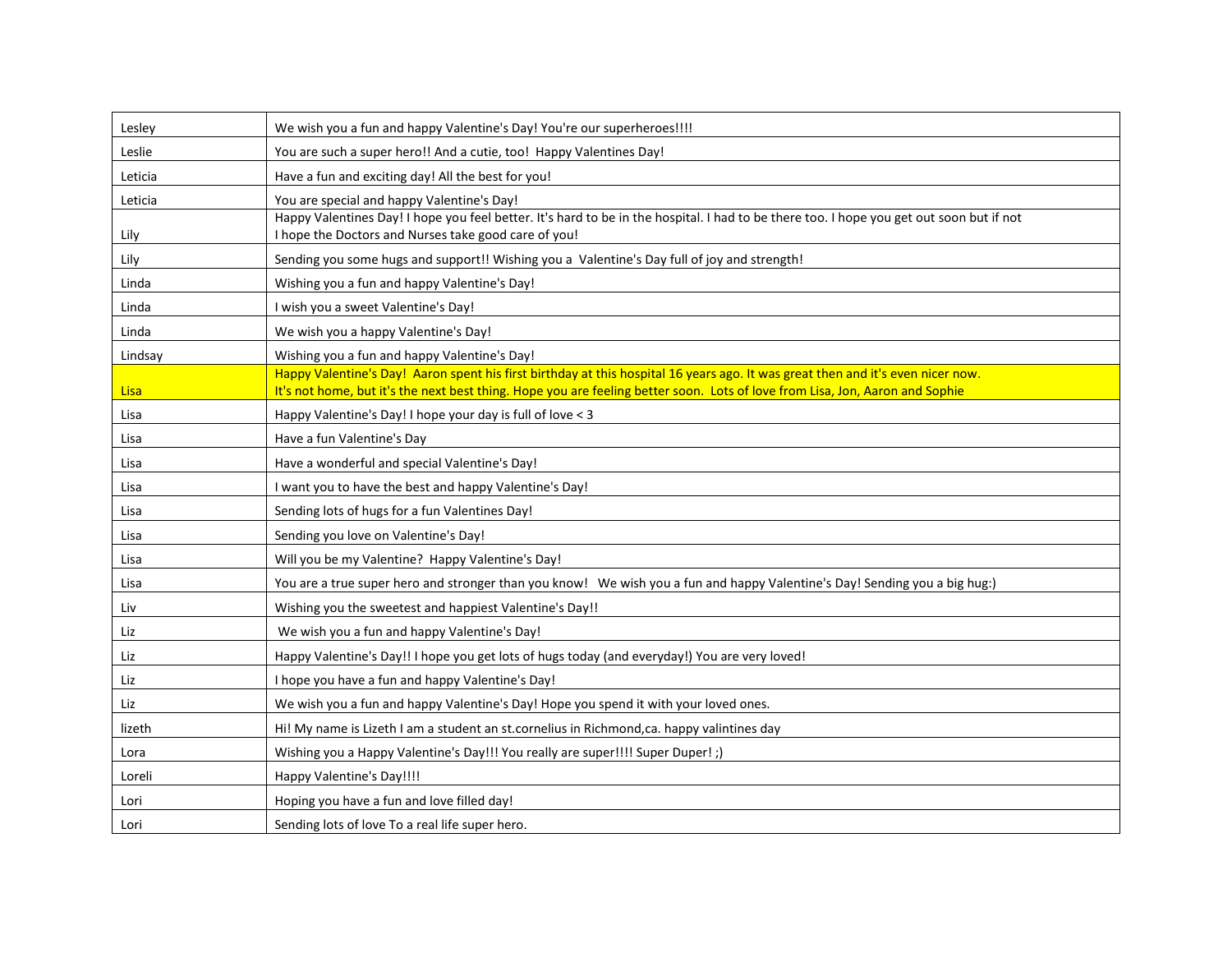| Lesley | We wish you a fun and happy Valentine's Day! You're our superheroes!!!! |
|---|---|
| Leslie | You are such a super hero!! And a cutie, too! Happy Valentines Day! |
| Leticia | Have a fun and exciting day! All the best for you! |
| Leticia | You are special and happy Valentine's Day! |
| Lily | Happy Valentines Day! I hope you feel better. It's hard to be in the hospital. I had to be there too. I hope you get out soon but if not I hope the Doctors and Nurses take good care of you! |
| Lily | Sending you some hugs and support!! Wishing you a Valentine's Day full of joy and strength! |
| Linda | Wishing you a fun and happy Valentine's Day! |
| Linda | I wish you a sweet Valentine's Day! |
| Linda | We wish you a happy Valentine's Day! |
| Lindsay | Wishing you a fun and happy Valentine's Day! |
| Lisa | Happy Valentine's Day! Aaron spent his first birthday at this hospital 16 years ago. It was great then and it's even nicer now. It's not home, but it's the next best thing. Hope you are feeling better soon. Lots of love from Lisa, Jon, Aaron and Sophie |
| Lisa | Happy Valentine's Day! I hope your day is full of love < 3 |
| Lisa | Have a fun Valentine's Day |
| Lisa | Have a wonderful and special Valentine's Day! |
| Lisa | I want you to have the best and happy Valentine's Day! |
| Lisa | Sending lots of hugs for a fun Valentines Day! |
| Lisa | Sending you love on Valentine's Day! |
| Lisa | Will you be my Valentine? Happy Valentine's Day! |
| Lisa | You are a true super hero and stronger than you know! We wish you a fun and happy Valentine's Day! Sending you a big hug:) |
| Liv | Wishing you the sweetest and happiest Valentine's Day!! |
| Liz | We wish you a fun and happy Valentine's Day! |
| Liz | Happy Valentine's Day!! I hope you get lots of hugs today (and everyday!) You are very loved! |
| Liz | I hope you have a fun and happy Valentine's Day! |
| Liz | We wish you a fun and happy Valentine's Day! Hope you spend it with your loved ones. |
| lizeth | Hi! My name is Lizeth I am a student an st.cornelius in Richmond,ca. happy valintines day |
| Lora | Wishing you a Happy Valentine's Day!!! You really are super!!!! Super Duper! ;) |
| Loreli | Happy Valentine's Day!!!! |
| Lori | Hoping you have a fun and love filled day! |
| Lori | Sending lots of love To a real life super hero. |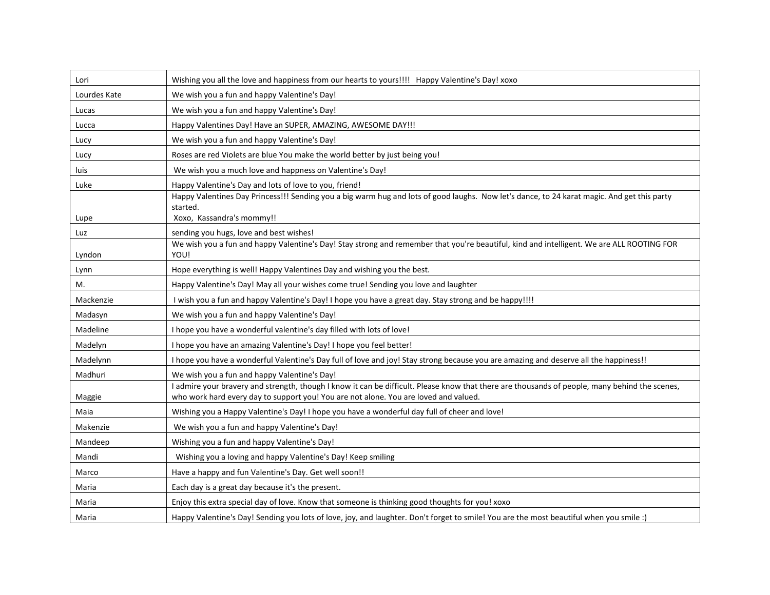| | |
|---|---|
| Lori | Wishing you all the love and happiness from our hearts to yours!!!! Happy Valentine's Day! xoxo |
| Lourdes Kate | We wish you a fun and happy Valentine's Day! |
| Lucas | We wish you a fun and happy Valentine's Day! |
| Lucca | Happy Valentines Day! Have an SUPER, AMAZING, AWESOME DAY!!! |
| Lucy | We wish you a fun and happy Valentine's Day! |
| Lucy | Roses are red Violets are blue You make the world better by just being you! |
| luis | We wish you a much love and happness on Valentine's Day! |
| Luke | Happy Valentine's Day and lots of love to you, friend! |
| Lupe | Happy Valentines Day Princess!!! Sending you a big warm hug and lots of good laughs. Now let's dance, to 24 karat magic. And get this party started. Xoxo, Kassandra's mommy!! |
| Luz | sending you hugs, love and best wishes! |
| Lyndon | We wish you a fun and happy Valentine's Day! Stay strong and remember that you're beautiful, kind and intelligent. We are ALL ROOTING FOR YOU! |
| Lynn | Hope everything is well! Happy Valentines Day and wishing you the best. |
| M. | Happy Valentine's Day! May all your wishes come true! Sending you love and laughter |
| Mackenzie | I wish you a fun and happy Valentine's Day! I hope you have a great day. Stay strong and be happy!!!! |
| Madasyn | We wish you a fun and happy Valentine's Day! |
| Madeline | I hope you have a wonderful valentine's day filled with lots of love! |
| Madelyn | I hope you have an amazing Valentine's Day! I hope you feel better! |
| Madelynn | I hope you have a wonderful Valentine's Day full of love and joy! Stay strong because you are amazing and deserve all the happiness!! |
| Madhuri | We wish you a fun and happy Valentine's Day! |
| Maggie | I admire your bravery and strength, though I know it can be difficult. Please know that there are thousands of people, many behind the scenes, who work hard every day to support you! You are not alone. You are loved and valued. |
| Maia | Wishing you a Happy Valentine's Day! I hope you have a wonderful day full of cheer and love! |
| Makenzie | We wish you a fun and happy Valentine's Day! |
| Mandeep | Wishing you a fun and happy Valentine's Day! |
| Mandi | Wishing you a loving and happy Valentine's Day! Keep smiling |
| Marco | Have a happy and fun Valentine's Day. Get well soon!! |
| Maria | Each day is a great day because it's the present. |
| Maria | Enjoy this extra special day of love. Know that someone is thinking good thoughts for you! xoxo |
| Maria | Happy Valentine's Day! Sending you lots of love, joy, and laughter. Don't forget to smile! You are the most beautiful when you smile :) |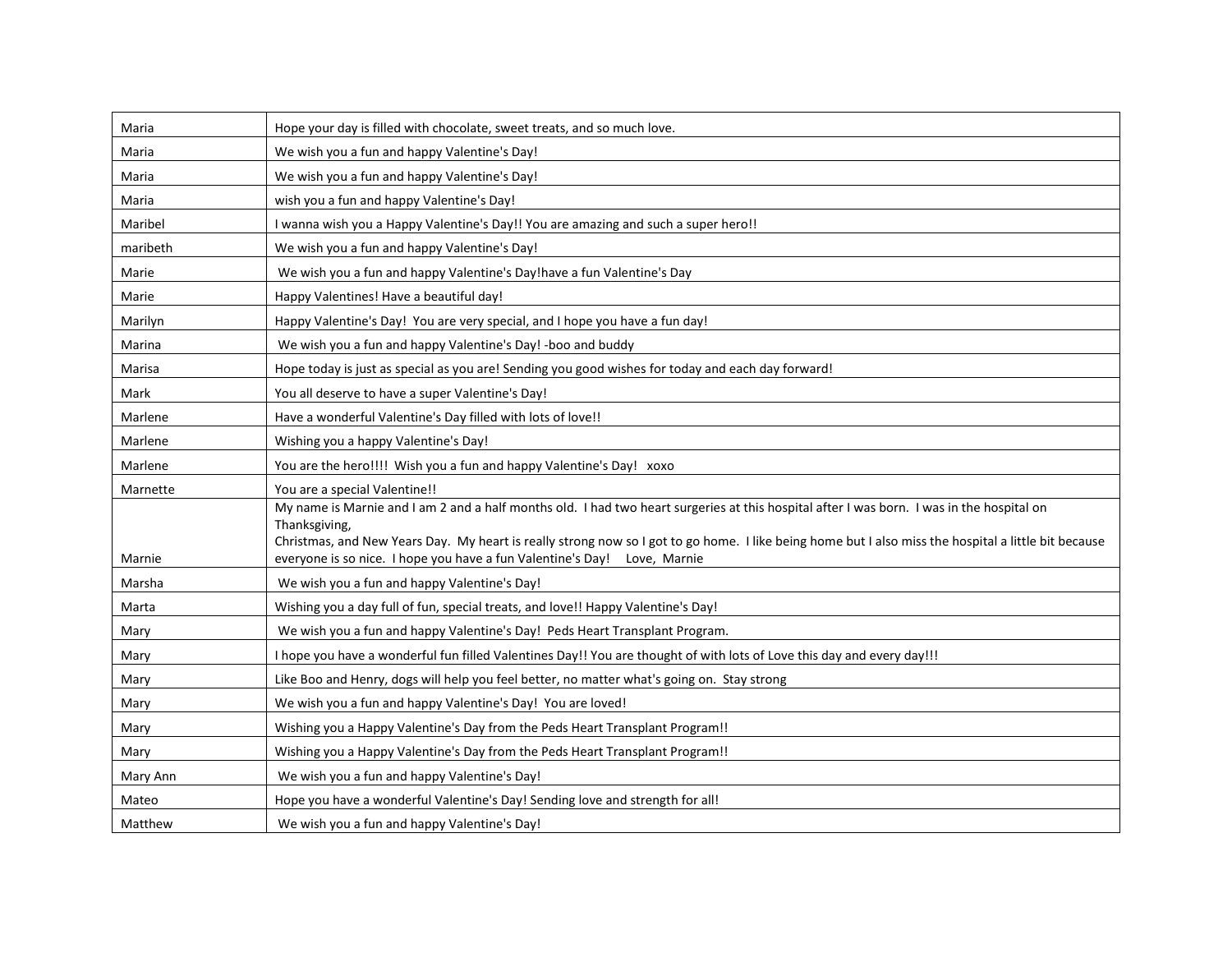| Maria | Hope your day is filled with chocolate, sweet treats, and so much love. |
|---|---|
| Maria | We wish you a fun and happy Valentine's Day! |
| Maria | We wish you a fun and happy Valentine's Day! |
| Maria | wish you a fun and happy Valentine's Day! |
| Maribel | I wanna wish you a Happy Valentine's Day!! You are amazing and such a super hero!! |
| maribeth | We wish you a fun and happy Valentine's Day! |
| Marie | We wish you a fun and happy Valentine's Day!have a fun Valentine's Day |
| Marie | Happy Valentines! Have a beautiful day! |
| Marilyn | Happy Valentine's Day! You are very special, and I hope you have a fun day! |
| Marina | We wish you a fun and happy Valentine's Day! -boo and buddy |
| Marisa | Hope today is just as special as you are! Sending you good wishes for today and each day forward! |
| Mark | You all deserve to have a super Valentine's Day! |
| Marlene | Have a wonderful Valentine's Day filled with lots of love!! |
| Marlene | Wishing you a happy Valentine's Day! |
| Marlene | You are the hero!!!! Wish you a fun and happy Valentine's Day! xoxo |
| Marnette | You are a special Valentine!! |
| Marnie | My name is Marnie and I am 2 and a half months old. I had two heart surgeries at this hospital after I was born. I was in the hospital on Thanksgiving, Christmas, and New Years Day. My heart is really strong now so I got to go home. I like being home but I also miss the hospital a little bit because everyone is so nice. I hope you have a fun Valentine's Day! Love, Marnie |
| Marsha | We wish you a fun and happy Valentine's Day! |
| Marta | Wishing you a day full of fun, special treats, and love!! Happy Valentine's Day! |
| Mary | We wish you a fun and happy Valentine's Day! Peds Heart Transplant Program. |
| Mary | I hope you have a wonderful fun filled Valentines Day!! You are thought of with lots of Love this day and every day!!! |
| Mary | Like Boo and Henry, dogs will help you feel better, no matter what's going on. Stay strong |
| Mary | We wish you a fun and happy Valentine's Day! You are loved! |
| Mary | Wishing you a Happy Valentine's Day from the Peds Heart Transplant Program!! |
| Mary | Wishing you a Happy Valentine's Day from the Peds Heart Transplant Program!! |
| Mary Ann | We wish you a fun and happy Valentine's Day! |
| Mateo | Hope you have a wonderful Valentine's Day! Sending love and strength for all! |
| Matthew | We wish you a fun and happy Valentine's Day! |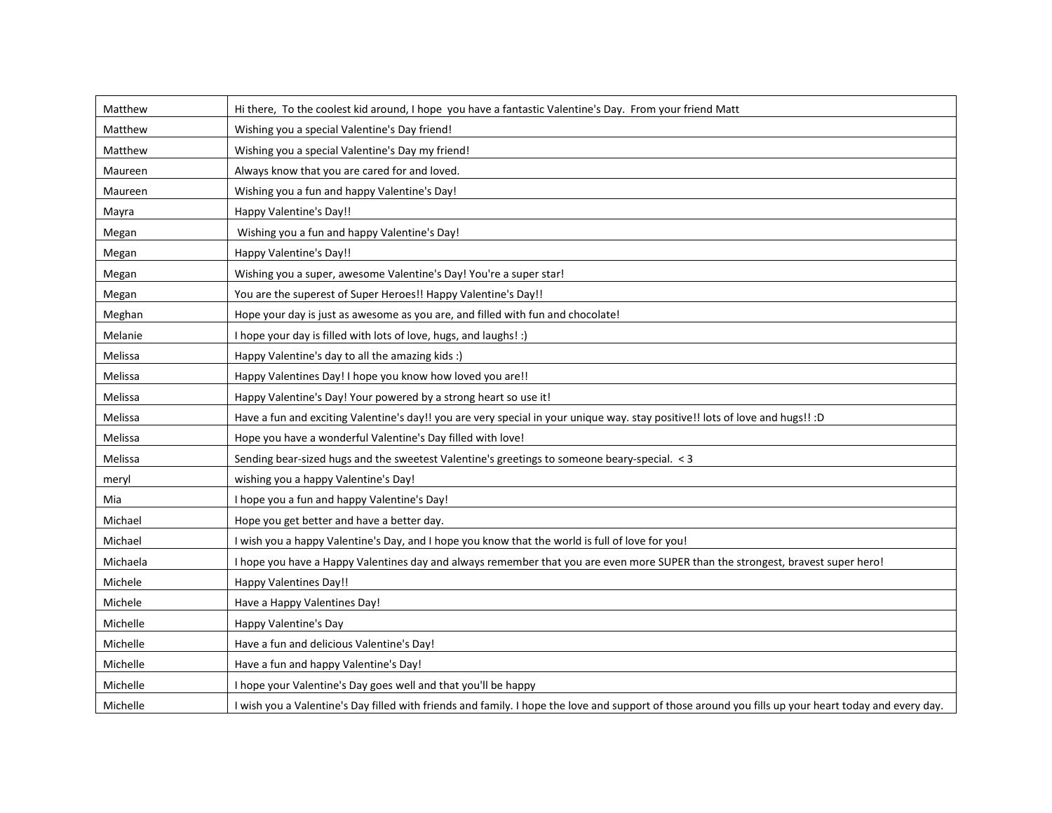| Matthew | Hi there,  To the coolest kid around, I hope  you have a fantastic Valentine's Day.  From your friend Matt |
|---|---|
| Matthew | Wishing you a special Valentine's Day friend! |
| Matthew | Wishing you a special Valentine's Day my friend! |
| Maureen | Always know that you are cared for and loved. |
| Maureen | Wishing you a fun and happy Valentine's Day! |
| Mayra | Happy Valentine's Day!! |
| Megan | Wishing you a fun and happy Valentine's Day! |
| Megan | Happy Valentine's Day!! |
| Megan | Wishing you a super, awesome Valentine's Day! You're a super star! |
| Megan | You are the superest of Super Heroes!! Happy Valentine's Day!! |
| Meghan | Hope your day is just as awesome as you are, and filled with fun and chocolate! |
| Melanie | I hope your day is filled with lots of love, hugs, and laughs! :) |
| Melissa | Happy Valentine's day to all the amazing kids :) |
| Melissa | Happy Valentines Day! I hope you know how loved you are!! |
| Melissa | Happy Valentine's Day! Your powered by a strong heart so use it! |
| Melissa | Have a fun and exciting Valentine's day!! you are very special in your unique way. stay positive!! lots of love and hugs!! :D |
| Melissa | Hope you have a wonderful Valentine's Day filled with love! |
| Melissa | Sending bear-sized hugs and the sweetest Valentine's greetings to someone beary-special.  < 3 |
| meryl | wishing you a happy Valentine's Day! |
| Mia | I hope you a fun and happy Valentine's Day! |
| Michael | Hope you get better and have a better day. |
| Michael | I wish you a happy Valentine's Day, and I hope you know that the world is full of love for you! |
| Michaela | I hope you have a Happy Valentines day and always remember that you are even more SUPER than the strongest, bravest super hero! |
| Michele | Happy Valentines Day!! |
| Michele | Have a Happy Valentines Day! |
| Michelle | Happy Valentine's Day |
| Michelle | Have a fun and delicious Valentine's Day! |
| Michelle | Have a fun and happy Valentine's Day! |
| Michelle | I hope your Valentine's Day goes well and that you'll be happy |
| Michelle | I wish you a Valentine's Day filled with friends and family. I hope the love and support of those around you fills up your heart today and every day. |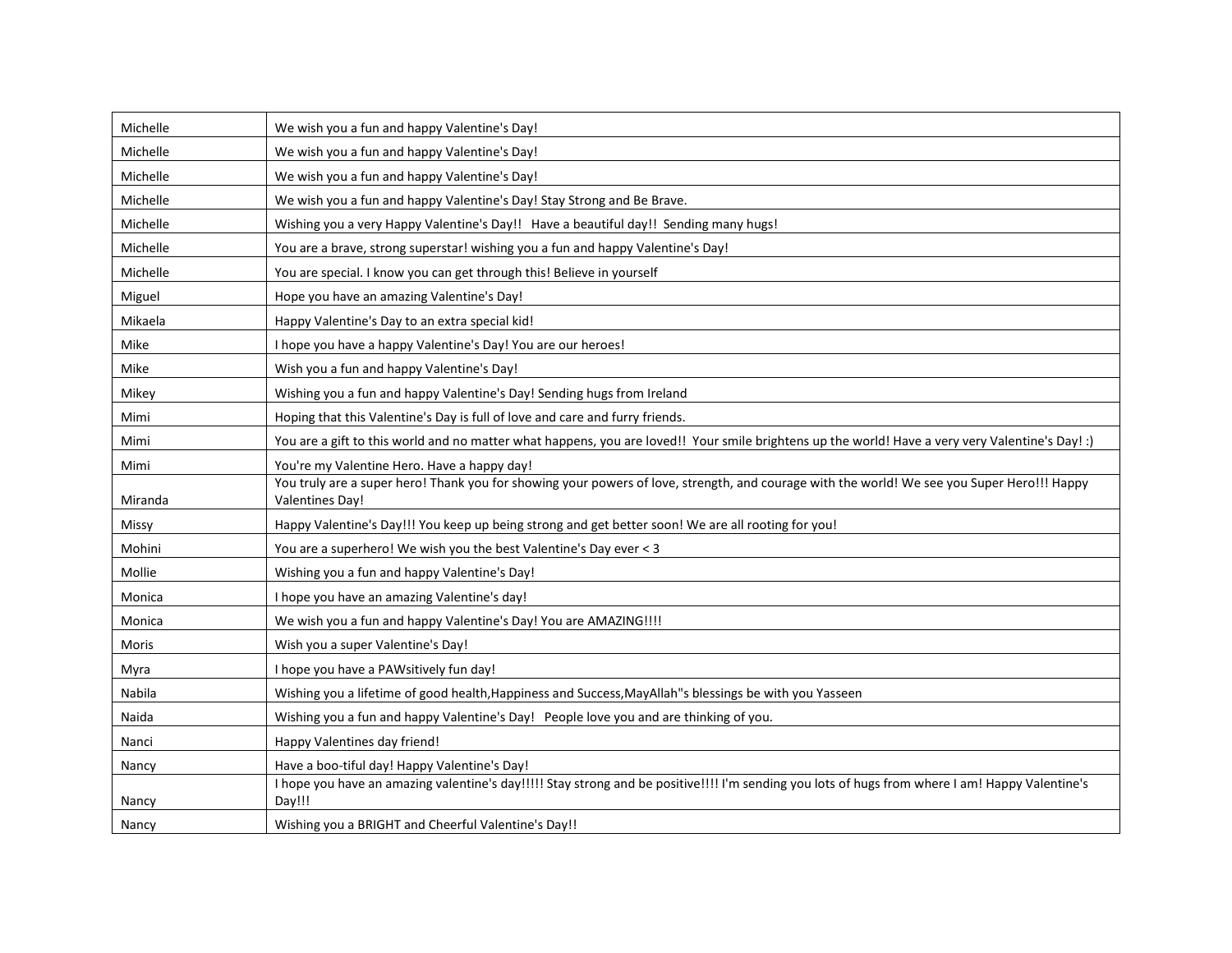| | |
|---|---|
| Michelle | We wish you a fun and happy Valentine's Day! |
| Michelle | We wish you a fun and happy Valentine's Day! |
| Michelle | We wish you a fun and happy Valentine's Day! |
| Michelle | We wish you a fun and happy Valentine's Day! Stay Strong and Be Brave. |
| Michelle | Wishing you a very Happy Valentine's Day!! Have a beautiful day!! Sending many hugs! |
| Michelle | You are a brave, strong superstar! wishing you a fun and happy Valentine's Day! |
| Michelle | You are special. I know you can get through this! Believe in yourself |
| Miguel | Hope you have an amazing Valentine's Day! |
| Mikaela | Happy Valentine's Day to an extra special kid! |
| Mike | I hope you have a happy Valentine's Day! You are our heroes! |
| Mike | Wish you a fun and happy Valentine's Day! |
| Mikey | Wishing you a fun and happy Valentine's Day! Sending hugs from Ireland |
| Mimi | Hoping that this Valentine's Day is full of love and care and furry friends. |
| Mimi | You are a gift to this world and no matter what happens, you are loved!! Your smile brightens up the world! Have a very very Valentine's Day! :) |
| Mimi | You're my Valentine Hero. Have a happy day! |
| Miranda | You truly are a super hero! Thank you for showing your powers of love, strength, and courage with the world! We see you Super Hero!!! Happy Valentines Day! |
| Missy | Happy Valentine's Day!!! You keep up being strong and get better soon! We are all rooting for you! |
| Mohini | You are a superhero! We wish you the best Valentine's Day ever < 3 |
| Mollie | Wishing you a fun and happy Valentine's Day! |
| Monica | I hope you have an amazing Valentine's day! |
| Monica | We wish you a fun and happy Valentine's Day! You are AMAZING!!!! |
| Moris | Wish you a super Valentine's Day! |
| Myra | I hope you have a PAWsitively fun day! |
| Nabila | Wishing you a lifetime of good health,Happiness and Success,MayAllah"s blessings be with you Yasseen |
| Naida | Wishing you a fun and happy Valentine's Day! People love you and are thinking of you. |
| Nanci | Happy Valentines day friend! |
| Nancy | Have a boo-tiful day! Happy Valentine's Day! |
| Nancy | I hope you have an amazing valentine's day!!!!! Stay strong and be positive!!!! I'm sending you lots of hugs from where I am! Happy Valentine's Day!!! |
| Nancy | Wishing you a BRIGHT and Cheerful Valentine's Day!! |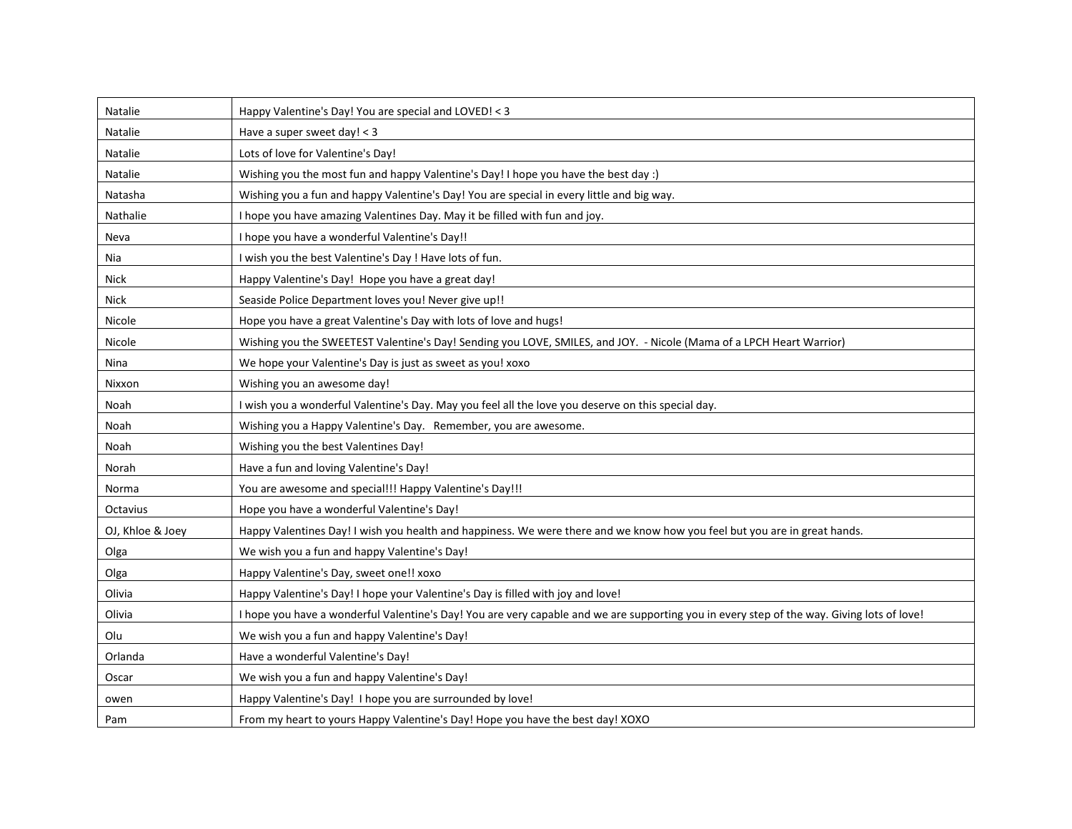| | |
|---|---|
| Natalie | Happy Valentine's Day! You are special and LOVED! < 3 |
| Natalie | Have a super sweet day! < 3 |
| Natalie | Lots of love for Valentine's Day! |
| Natalie | Wishing you the most fun and happy Valentine's Day! I hope you have the best day :) |
| Natasha | Wishing you a fun and happy Valentine's Day! You are special in every little and big way. |
| Nathalie | I hope you have amazing Valentines Day. May it be filled with fun and joy. |
| Neva | I hope you have a wonderful Valentine's Day!! |
| Nia | I wish you the best Valentine's Day ! Have lots of fun. |
| Nick | Happy Valentine's Day!  Hope you have a great day! |
| Nick | Seaside Police Department loves you! Never give up!! |
| Nicole | Hope you have a great Valentine's Day with lots of love and hugs! |
| Nicole | Wishing you the SWEETEST Valentine's Day! Sending you LOVE, SMILES, and JOY.  - Nicole (Mama of a LPCH Heart Warrior) |
| Nina | We hope your Valentine's Day is just as sweet as you! xoxo |
| Nixxon | Wishing you an awesome day! |
| Noah | I wish you a wonderful Valentine's Day. May you feel all the love you deserve on this special day. |
| Noah | Wishing you a Happy Valentine's Day.   Remember, you are awesome. |
| Noah | Wishing you the best Valentines Day! |
| Norah | Have a fun and loving Valentine's Day! |
| Norma | You are awesome and special!!! Happy Valentine's Day!!! |
| Octavius | Hope you have a wonderful Valentine's Day! |
| OJ, Khloe & Joey | Happy Valentines Day! I wish you health and happiness. We were there and we know how you feel but you are in great hands. |
| Olga | We wish you a fun and happy Valentine's Day! |
| Olga | Happy Valentine's Day, sweet one!! xoxo |
| Olivia | Happy Valentine's Day! I hope your Valentine's Day is filled with joy and love! |
| Olivia | I hope you have a wonderful Valentine's Day! You are very capable and we are supporting you in every step of the way. Giving lots of love! |
| Olu | We wish you a fun and happy Valentine's Day! |
| Orlanda | Have a wonderful Valentine's Day! |
| Oscar | We wish you a fun and happy Valentine's Day! |
| owen | Happy Valentine's Day!  I hope you are surrounded by love! |
| Pam | From my heart to yours Happy Valentine's Day! Hope you have the best day! XOXO |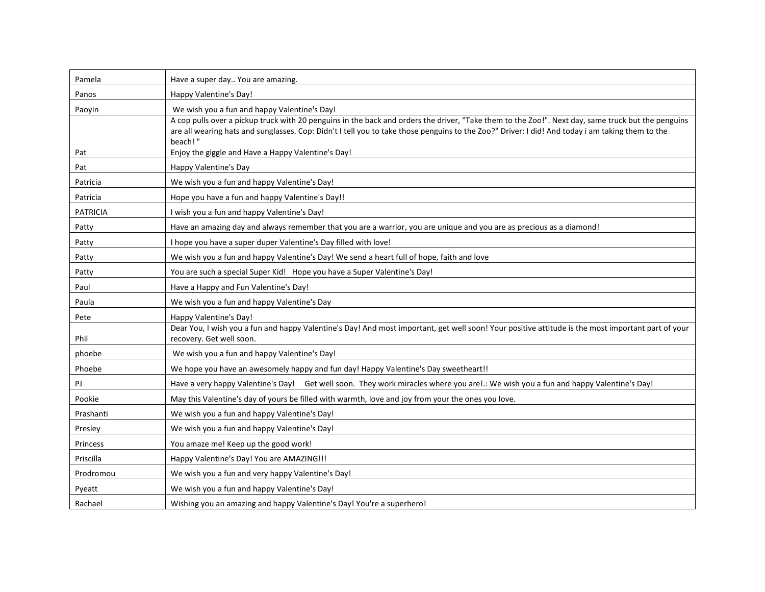| | |
|---|---|
| Pamela | Have a super day.. You are amazing. |
| Panos | Happy Valentine's Day! |
| Paoyin | We wish you a fun and happy Valentine's Day! |
| Pat | A cop pulls over a pickup truck with 20 penguins in the back and orders the driver, "Take them to the Zoo!". Next day, same truck but the penguins are all wearing hats and sunglasses. Cop: Didn't I tell you to take those penguins to the Zoo?" Driver: I did! And today i am taking them to the beach! " Enjoy the giggle and Have a Happy Valentine's Day! |
| Pat | Happy Valentine's Day |
| Patricia | We wish you a fun and happy Valentine's Day! |
| Patricia | Hope you have a fun and happy Valentine's Day!! |
| PATRICIA | I wish you a fun and happy Valentine's Day! |
| Patty | Have an amazing day and always remember that you are a warrior, you are unique and you are as precious as a diamond! |
| Patty | I hope you have a super duper Valentine's Day filled with love! |
| Patty | We wish you a fun and happy Valentine's Day! We send a heart full of hope, faith and love |
| Patty | You are such a special Super Kid! Hope you have a Super Valentine's Day! |
| Paul | Have a Happy and Fun Valentine's Day! |
| Paula | We wish you a fun and happy Valentine's Day |
| Pete | Happy Valentine's Day! |
| Phil | Dear You, I wish you a fun and happy Valentine's Day! And most important, get well soon! Your positive attitude is the most important part of your recovery. Get well soon. |
| phoebe | We wish you a fun and happy Valentine's Day! |
| Phoebe | We hope you have an awesomely happy and fun day! Happy Valentine's Day sweetheart!! |
| PJ | Have a very happy Valentine's Day! Get well soon. They work miracles where you are!.: We wish you a fun and happy Valentine's Day! |
| Pookie | May this Valentine's day of yours be filled with warmth, love and joy from your the ones you love. |
| Prashanti | We wish you a fun and happy Valentine's Day! |
| Presley | We wish you a fun and happy Valentine's Day! |
| Princess | You amaze me! Keep up the good work! |
| Priscilla | Happy Valentine's Day! You are AMAZING!!! |
| Prodromou | We wish you a fun and very happy Valentine's Day! |
| Pyeatt | We wish you a fun and happy Valentine's Day! |
| Rachael | Wishing you an amazing and happy Valentine's Day! You're a superhero! |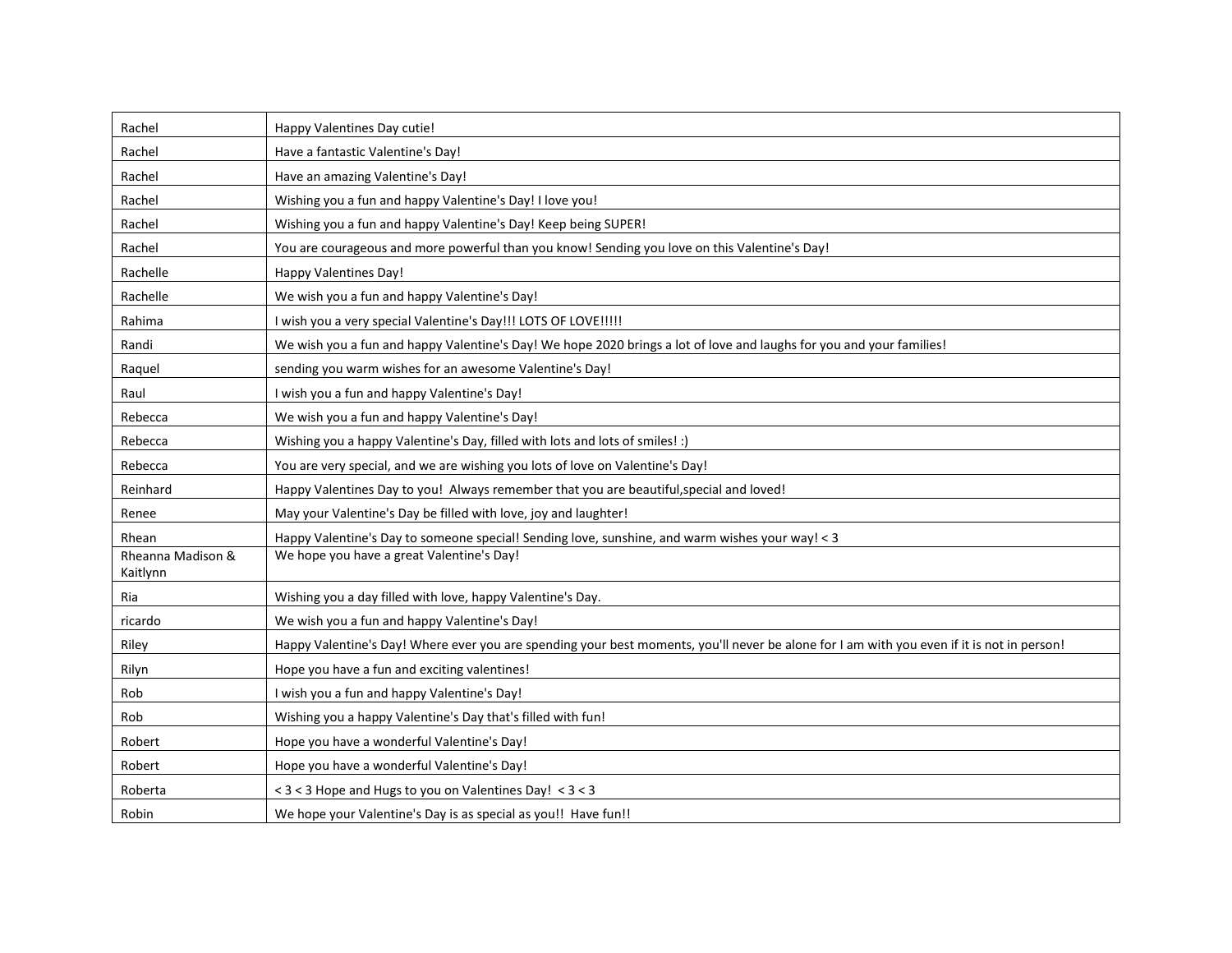| | |
|---|---|
| Rachel | Happy Valentines Day cutie! |
| Rachel | Have a fantastic Valentine's Day! |
| Rachel | Have an amazing Valentine's Day! |
| Rachel | Wishing you a fun and happy Valentine's Day! I love you! |
| Rachel | Wishing you a fun and happy Valentine's Day! Keep being SUPER! |
| Rachel | You are courageous and more powerful than you know! Sending you love on this Valentine's Day! |
| Rachelle | Happy Valentines Day! |
| Rachelle | We wish you a fun and happy Valentine's Day! |
| Rahima | I wish you a very special Valentine's Day!!! LOTS OF LOVE!!!!! |
| Randi | We wish you a fun and happy Valentine's Day! We hope 2020 brings a lot of love and laughs for you and your families! |
| Raquel | sending you warm wishes for an awesome Valentine's Day! |
| Raul | I wish you a fun and happy Valentine's Day! |
| Rebecca | We wish you a fun and happy Valentine's Day! |
| Rebecca | Wishing you a happy Valentine's Day, filled with lots and lots of smiles! :) |
| Rebecca | You are very special, and we are wishing you lots of love on Valentine's Day! |
| Reinhard | Happy Valentines Day to you! Always remember that you are beautiful,special and loved! |
| Renee | May your Valentine's Day be filled with love, joy and laughter! |
| Rhean | Happy Valentine's Day to someone special! Sending love, sunshine, and warm wishes your way! < 3 |
| Rheanna Madison & Kaitlynn | We hope you have a great Valentine's Day! |
| Ria | Wishing you a day filled with love, happy Valentine's Day. |
| ricardo | We wish you a fun and happy Valentine's Day! |
| Riley | Happy Valentine's Day! Where ever you are spending your best moments, you'll never be alone for I am with you even if it is not in person! |
| Rilyn | Hope you have a fun and exciting valentines! |
| Rob | I wish you a fun and happy Valentine's Day! |
| Rob | Wishing you a happy Valentine's Day that's filled with fun! |
| Robert | Hope you have a wonderful Valentine's Day! |
| Robert | Hope you have a wonderful Valentine's Day! |
| Roberta | < 3 < 3 Hope and Hugs to you on Valentines Day! < 3 < 3 |
| Robin | We hope your Valentine's Day is as special as you!! Have fun!! |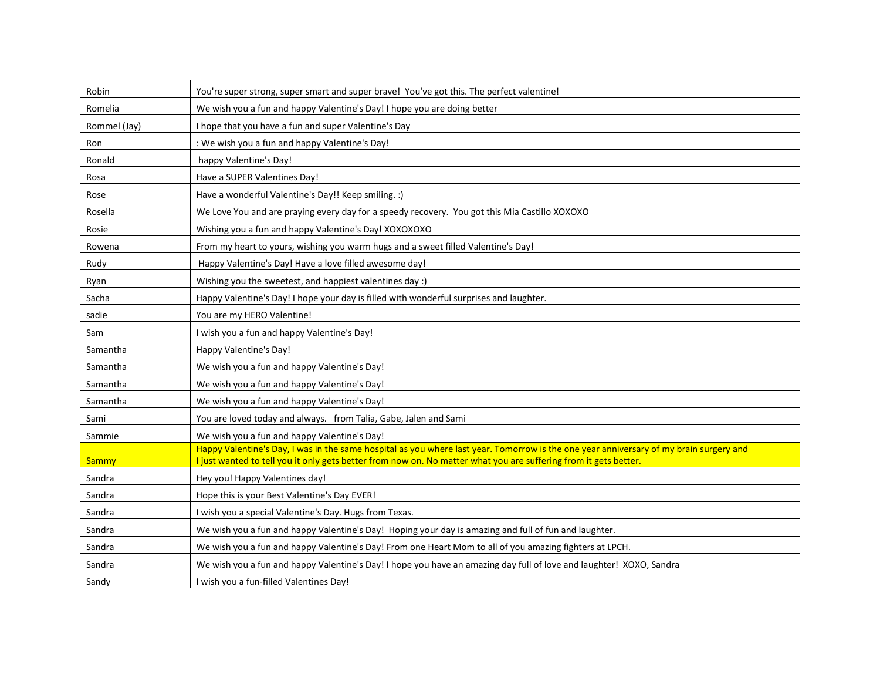| Robin | You're super strong, super smart and super brave! You've got this. The perfect valentine! |
|---|---|
| Romelia | We wish you a fun and happy Valentine's Day! I hope you are doing better |
| Rommel (Jay) | I hope that you have a fun and super Valentine's Day |
| Ron | : We wish you a fun and happy Valentine's Day! |
| Ronald | happy Valentine's Day! |
| Rosa | Have a SUPER Valentines Day! |
| Rose | Have a wonderful Valentine's Day!! Keep smiling. :) |
| Rosella | We Love You and are praying every day for a speedy recovery. You got this Mia Castillo XOXOXO |
| Rosie | Wishing you a fun and happy Valentine's Day! XOXOXOXO |
| Rowena | From my heart to yours, wishing you warm hugs and a sweet filled Valentine's Day! |
| Rudy | Happy Valentine's Day! Have a love filled awesome day! |
| Ryan | Wishing you the sweetest, and happiest valentines day :) |
| Sacha | Happy Valentine's Day! I hope your day is filled with wonderful surprises and laughter. |
| sadie | You are my HERO Valentine! |
| Sam | I wish you a fun and happy Valentine's Day! |
| Samantha | Happy Valentine's Day! |
| Samantha | We wish you a fun and happy Valentine's Day! |
| Samantha | We wish you a fun and happy Valentine's Day! |
| Samantha | We wish you a fun and happy Valentine's Day! |
| Sami | You are loved today and always. from Talia, Gabe, Jalen and Sami |
| Sammie | We wish you a fun and happy Valentine's Day! |
| Sammy | Happy Valentine's Day, I was in the same hospital as you where last year. Tomorrow is the one year anniversary of my brain surgery and I just wanted to tell you it only gets better from now on. No matter what you are suffering from it gets better. |
| Sandra | Hey you! Happy Valentines day! |
| Sandra | Hope this is your Best Valentine's Day EVER! |
| Sandra | I wish you a special Valentine's Day. Hugs from Texas. |
| Sandra | We wish you a fun and happy Valentine's Day! Hoping your day is amazing and full of fun and laughter. |
| Sandra | We wish you a fun and happy Valentine's Day! From one Heart Mom to all of you amazing fighters at LPCH. |
| Sandra | We wish you a fun and happy Valentine's Day! I hope you have an amazing day full of love and laughter! XOXO, Sandra |
| Sandy | I wish you a fun-filled Valentines Day! |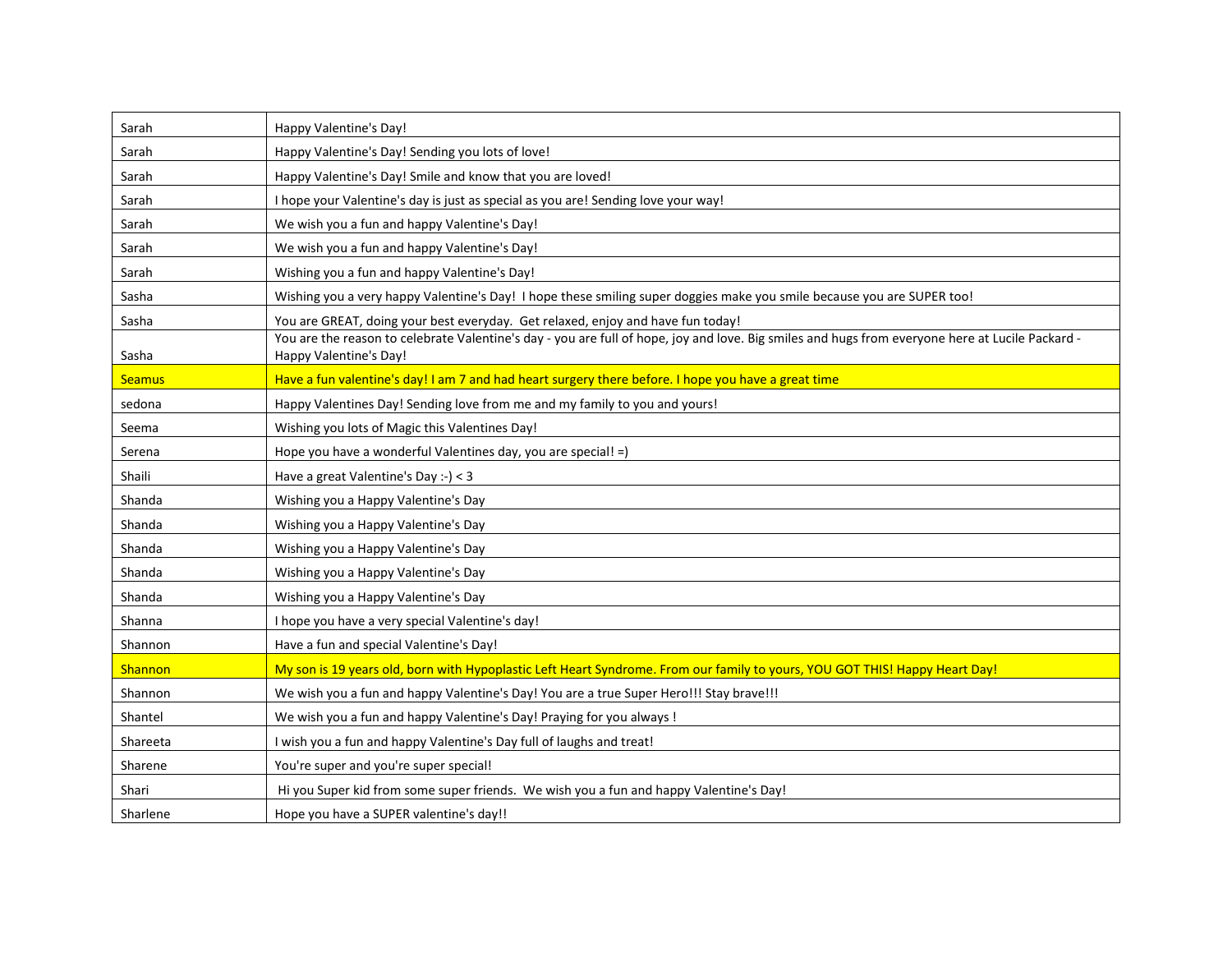| Sarah | Happy Valentine's Day! |
|---|---|
| Sarah | Happy Valentine's Day! Sending you lots of love! |
| Sarah | Happy Valentine's Day! Smile and know that you are loved! |
| Sarah | I hope your Valentine's day is just as special as you are! Sending love your way! |
| Sarah | We wish you a fun and happy Valentine's Day! |
| Sarah | We wish you a fun and happy Valentine's Day! |
| Sarah | Wishing you a fun and happy Valentine's Day! |
| Sasha | Wishing you a very happy Valentine's Day!  I hope these smiling super doggies make you smile because you are SUPER too! |
| Sasha | You are GREAT, doing your best everyday.  Get relaxed, enjoy and have fun today! |
| Sasha | You are the reason to celebrate Valentine's day - you are full of hope, joy and love. Big smiles and hugs from everyone here at Lucile Packard - Happy Valentine's Day! |
| Seamus | Have a fun valentine's day! I am 7 and had heart surgery there before. I hope you have a great time |
| sedona | Happy Valentines Day! Sending love from me and my family to you and yours! |
| Seema | Wishing you lots of Magic this Valentines Day! |
| Serena | Hope you have a wonderful Valentines day, you are special! =) |
| Shaili | Have a great Valentine's Day :-) < 3 |
| Shanda | Wishing you a Happy Valentine's Day |
| Shanda | Wishing you a Happy Valentine's Day |
| Shanda | Wishing you a Happy Valentine's Day |
| Shanda | Wishing you a Happy Valentine's Day |
| Shanda | Wishing you a Happy Valentine's Day |
| Shanna | I hope you have a very special Valentine's day! |
| Shannon | Have a fun and special Valentine's Day! |
| Shannon | My son is 19 years old, born with Hypoplastic Left Heart Syndrome. From our family to yours, YOU GOT THIS! Happy Heart Day! |
| Shannon | We wish you a fun and happy Valentine's Day! You are a true Super Hero!!! Stay brave!!! |
| Shantel | We wish you a fun and happy Valentine's Day! Praying for you always ! |
| Shareeta | I wish you a fun and happy Valentine's Day full of laughs and treat! |
| Sharene | You're super and you're super special! |
| Shari | Hi you Super kid from some super friends.  We wish you a fun and happy Valentine's Day! |
| Sharlene | Hope you have a SUPER valentine's day!! |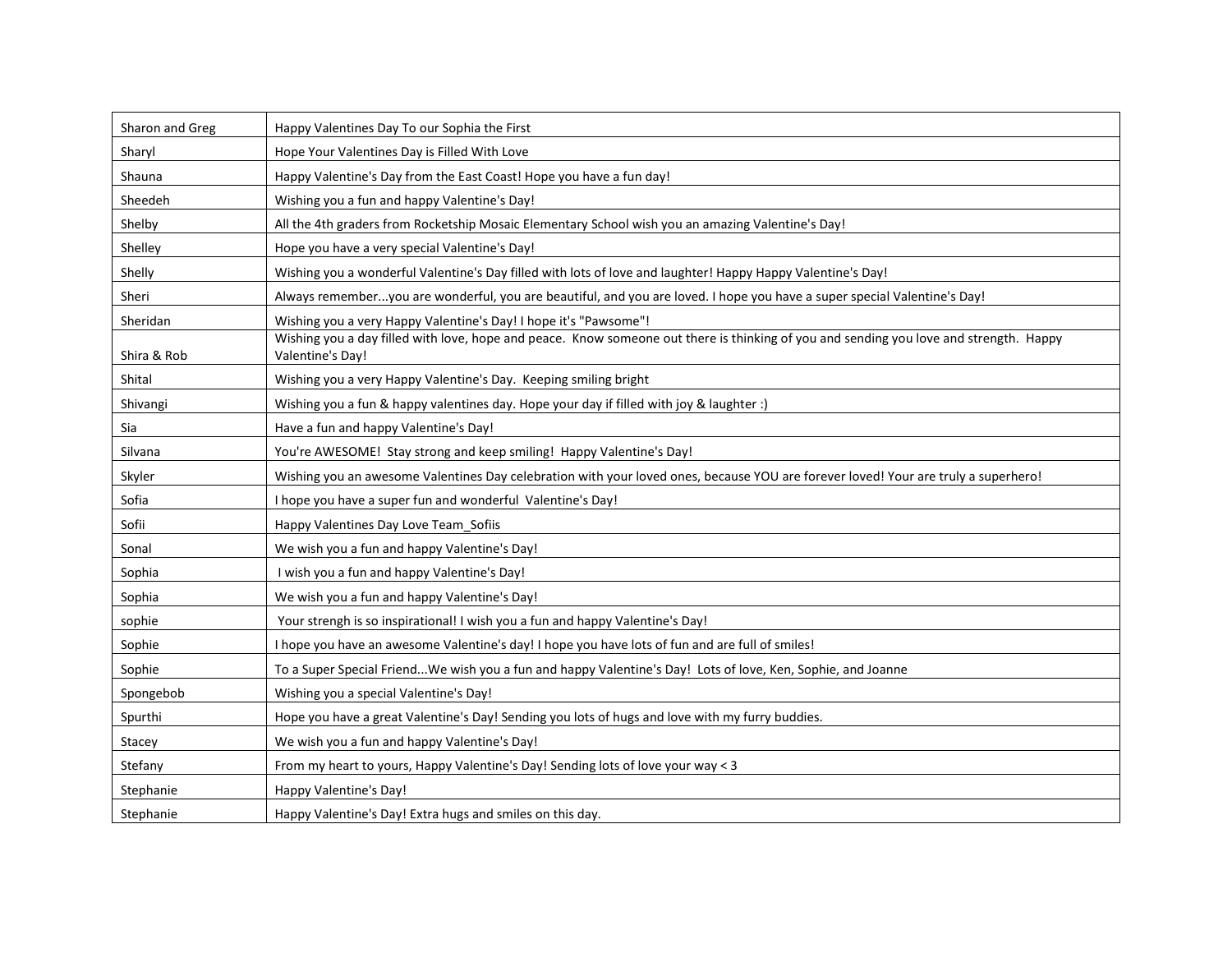| Sharon and Greg | Happy Valentines Day To our Sophia the First |
|---|---|
| Sharyl | Hope Your Valentines Day is Filled With Love |
| Shauna | Happy Valentine's Day from the East Coast! Hope you have a fun day! |
| Sheedeh | Wishing you a fun and happy Valentine's Day! |
| Shelby | All the 4th graders from Rocketship Mosaic Elementary School wish you an amazing Valentine's Day! |
| Shelley | Hope you have a very special Valentine's Day! |
| Shelly | Wishing you a wonderful Valentine's Day filled with lots of love and laughter! Happy Happy Valentine's Day! |
| Sheri | Always remember...you are wonderful, you are beautiful, and you are loved. I hope you have a super special Valentine's Day! |
| Sheridan | Wishing you a very Happy Valentine's Day! I hope it's "Pawsome"! |
| Shira & Rob | Wishing you a day filled with love, hope and peace. Know someone out there is thinking of you and sending you love and strength. Happy Valentine's Day! |
| Shital | Wishing you a very Happy Valentine's Day. Keeping smiling bright |
| Shivangi | Wishing you a fun & happy valentines day. Hope your day if filled with joy & laughter :) |
| Sia | Have a fun and happy Valentine's Day! |
| Silvana | You're AWESOME! Stay strong and keep smiling! Happy Valentine's Day! |
| Skyler | Wishing you an awesome Valentines Day celebration with your loved ones, because YOU are forever loved! Your are truly a superhero! |
| Sofia | I hope you have a super fun and wonderful Valentine's Day! |
| Sofii | Happy Valentines Day Love Team_Sofiis |
| Sonal | We wish you a fun and happy Valentine's Day! |
| Sophia | I wish you a fun and happy Valentine's Day! |
| Sophia | We wish you a fun and happy Valentine's Day! |
| sophie | Your strengh is so inspirational! I wish you a fun and happy Valentine's Day! |
| Sophie | I hope you have an awesome Valentine's day! I hope you have lots of fun and are full of smiles! |
| Sophie | To a Super Special Friend...We wish you a fun and happy Valentine's Day! Lots of love, Ken, Sophie, and Joanne |
| Spongebob | Wishing you a special Valentine's Day! |
| Spurthi | Hope you have a great Valentine's Day! Sending you lots of hugs and love with my furry buddies. |
| Stacey | We wish you a fun and happy Valentine's Day! |
| Stefany | From my heart to yours, Happy Valentine's Day! Sending lots of love your way < 3 |
| Stephanie | Happy Valentine's Day! |
| Stephanie | Happy Valentine's Day! Extra hugs and smiles on this day. |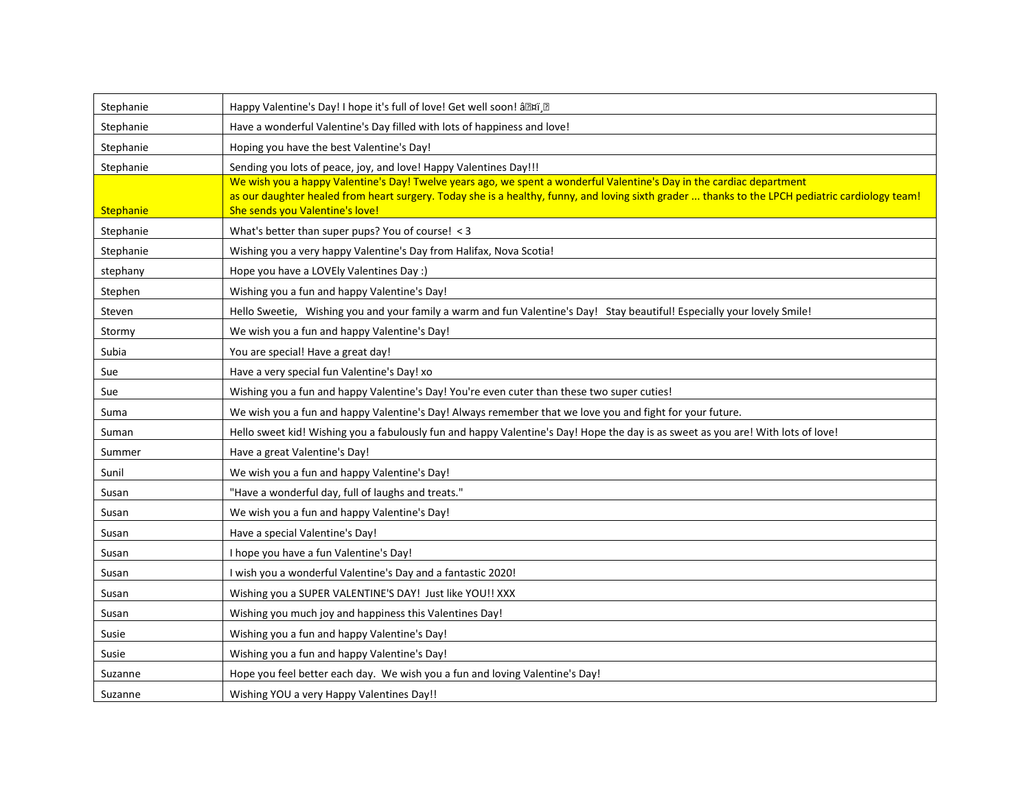| | |
|---|---|
| Stephanie | Happy Valentine's Day! I hope it's full of love! Get well soon! â��ï¸� |
| Stephanie | Have a wonderful Valentine's Day filled with lots of happiness and love! |
| Stephanie | Hoping you have the best Valentine's Day! |
| Stephanie | Sending you lots of peace, joy, and love! Happy Valentines Day!!! |
| Stephanie | We wish you a happy Valentine's Day! Twelve years ago, we spent a wonderful Valentine's Day in the cardiac department as our daughter healed from heart surgery. Today she is a healthy, funny, and loving sixth grader ... thanks to the LPCH pediatric cardiology team! She sends you Valentine's love! |
| Stephanie | What's better than super pups? You of course! < 3 |
| Stephanie | Wishing you a very happy Valentine's Day from Halifax, Nova Scotia! |
| stephany | Hope you have a LOVEly Valentines Day :) |
| Stephen | Wishing you a fun and happy Valentine's Day! |
| Steven | Hello Sweetie,  Wishing you and your family a warm and fun Valentine's Day!  Stay beautiful! Especially your lovely Smile! |
| Stormy | We wish you a fun and happy Valentine's Day! |
| Subia | You are special! Have a great day! |
| Sue | Have a very special fun Valentine's Day! xo |
| Sue | Wishing you a fun and happy Valentine's Day! You're even cuter than these two super cuties! |
| Suma | We wish you a fun and happy Valentine's Day! Always remember that we love you and fight for your future. |
| Suman | Hello sweet kid! Wishing you a fabulously fun and happy Valentine's Day! Hope the day is as sweet as you are! With lots of love! |
| Summer | Have a great Valentine's Day! |
| Sunil | We wish you a fun and happy Valentine's Day! |
| Susan | "Have a wonderful day, full of laughs and treats." |
| Susan | We wish you a fun and happy Valentine's Day! |
| Susan | Have a special Valentine's Day! |
| Susan | I hope you have a fun Valentine's Day! |
| Susan | I wish you a wonderful Valentine's Day and a fantastic 2020! |
| Susan | Wishing you a SUPER VALENTINE'S DAY!  Just like YOU!! XXX |
| Susan | Wishing you much joy and happiness this Valentines Day! |
| Susie | Wishing you a fun and happy Valentine's Day! |
| Susie | Wishing you a fun and happy Valentine's Day! |
| Suzanne | Hope you feel better each day.  We wish you a fun and loving Valentine's Day! |
| Suzanne | Wishing YOU a very Happy Valentines Day!! |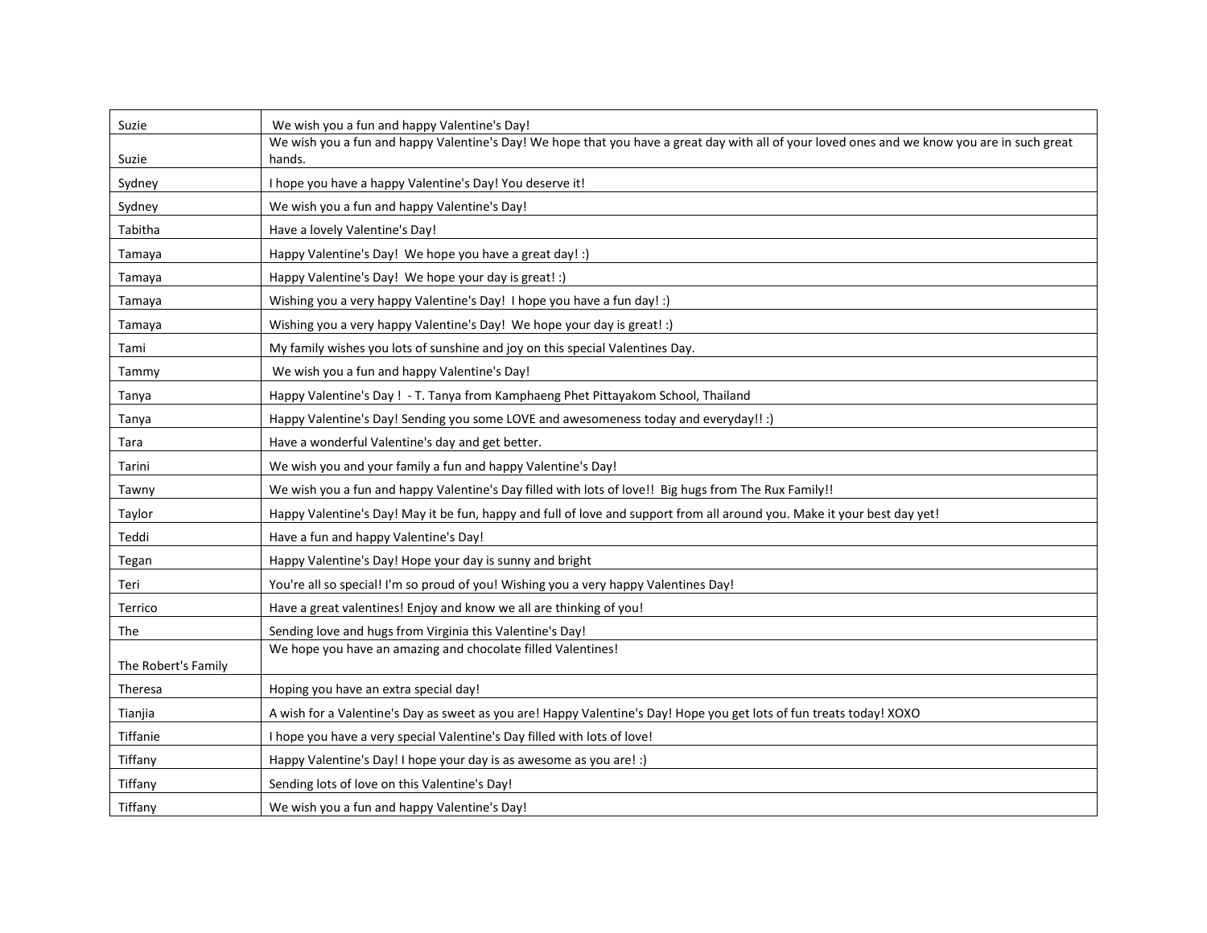| Suzie | We wish you a fun and happy Valentine's Day! |
|---|---|
| Suzie | We wish you a fun and happy Valentine's Day! We hope that you have a great day with all of your loved ones and we know you are in such great hands. |
| Sydney | I hope you have a happy Valentine's Day! You deserve it! |
| Sydney | We wish you a fun and happy Valentine's Day! |
| Tabitha | Have a lovely Valentine's Day! |
| Tamaya | Happy Valentine's Day! We hope you have a great day! :) |
| Tamaya | Happy Valentine's Day! We hope your day is great! :) |
| Tamaya | Wishing you a very happy Valentine's Day! I hope you have a fun day! :) |
| Tamaya | Wishing you a very happy Valentine's Day! We hope your day is great! :) |
| Tami | My family wishes you lots of sunshine and joy on this special Valentines Day. |
| Tammy | We wish you a fun and happy Valentine's Day! |
| Tanya | Happy Valentine's Day ! - T. Tanya from Kamphaeng Phet Pittayakom School, Thailand |
| Tanya | Happy Valentine's Day! Sending you some LOVE and awesomeness today and everyday!! :) |
| Tara | Have a wonderful Valentine's day and get better. |
| Tarini | We wish you and your family a fun and happy Valentine's Day! |
| Tawny | We wish you a fun and happy Valentine's Day filled with lots of love!! Big hugs from The Rux Family!! |
| Taylor | Happy Valentine's Day! May it be fun, happy and full of love and support from all around you. Make it your best day yet! |
| Teddi | Have a fun and happy Valentine's Day! |
| Tegan | Happy Valentine's Day! Hope your day is sunny and bright |
| Teri | You're all so special! I'm so proud of you! Wishing you a very happy Valentines Day! |
| Terrico | Have a great valentines! Enjoy and know we all are thinking of you! |
| The | Sending love and hugs from Virginia this Valentine's Day! |
| The Robert's Family | We hope you have an amazing and chocolate filled Valentines! |
| Theresa | Hoping you have an extra special day! |
| Tianjia | A wish for a Valentine's Day as sweet as you are! Happy Valentine's Day! Hope you get lots of fun treats today! XOXO |
| Tiffanie | I hope you have a very special Valentine's Day filled with lots of love! |
| Tiffany | Happy Valentine's Day! I hope your day is as awesome as you are! :) |
| Tiffany | Sending lots of love on this Valentine's Day! |
| Tiffany | We wish you a fun and happy Valentine's Day! |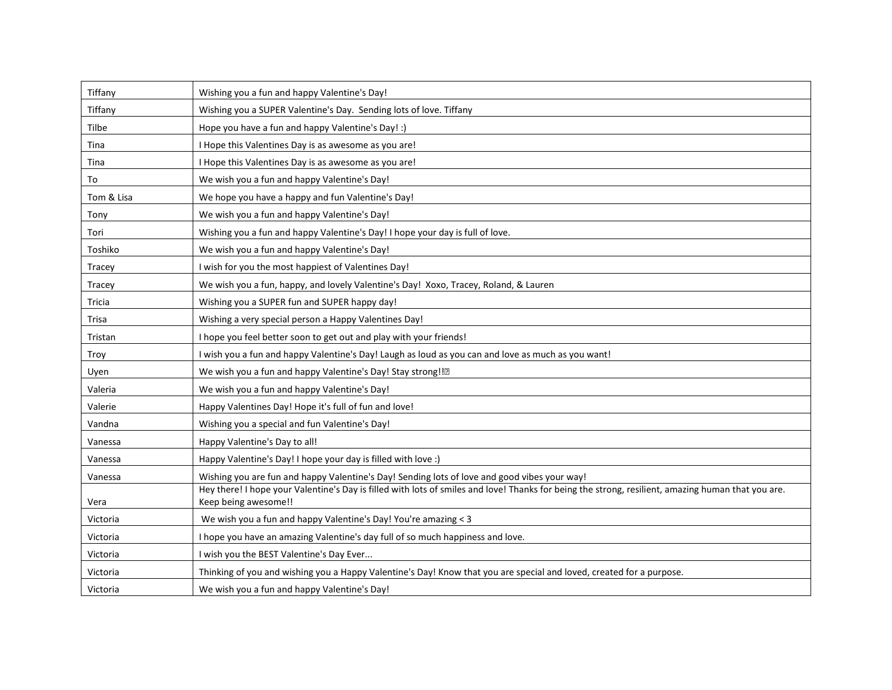| | |
|---|---|
| Tiffany | Wishing you a fun and happy Valentine's Day! |
| Tiffany | Wishing you a SUPER Valentine's Day. Sending lots of love. Tiffany |
| Tilbe | Hope you have a fun and happy Valentine's Day! :) |
| Tina | I Hope this Valentines Day is as awesome as you are! |
| Tina | I Hope this Valentines Day is as awesome as you are! |
| To | We wish you a fun and happy Valentine's Day! |
| Tom & Lisa | We hope you have a happy and fun Valentine's Day! |
| Tony | We wish you a fun and happy Valentine's Day! |
| Tori | Wishing you a fun and happy Valentine's Day! I hope your day is full of love. |
| Toshiko | We wish you a fun and happy Valentine's Day! |
| Tracey | I wish for you the most happiest of Valentines Day! |
| Tracey | We wish you a fun, happy, and lovely Valentine's Day! Xoxo, Tracey, Roland, & Lauren |
| Tricia | Wishing you a SUPER fun and SUPER happy day! |
| Trisa | Wishing a very special person a Happy Valentines Day! |
| Tristan | I hope you feel better soon to get out and play with your friends! |
| Troy | I wish you a fun and happy Valentine's Day! Laugh as loud as you can and love as much as you want! |
| Uyen | We wish you a fun and happy Valentine's Day! Stay strong!!� |
| Valeria | We wish you a fun and happy Valentine's Day! |
| Valerie | Happy Valentines Day! Hope it's full of fun and love! |
| Vandna | Wishing you a special and fun Valentine's Day! |
| Vanessa | Happy Valentine's Day to all! |
| Vanessa | Happy Valentine's Day! I hope your day is filled with love :) |
| Vanessa | Wishing you are fun and happy Valentine's Day! Sending lots of love and good vibes your way! |
| Vera | Hey there! I hope your Valentine's Day is filled with lots of smiles and love! Thanks for being the strong, resilient, amazing human that you are. Keep being awesome!! |
| Victoria | We wish you a fun and happy Valentine's Day! You're amazing < 3 |
| Victoria | I hope you have an amazing Valentine's day full of so much happiness and love. |
| Victoria | I wish you the BEST Valentine's Day Ever... |
| Victoria | Thinking of you and wishing you a Happy Valentine's Day! Know that you are special and loved, created for a purpose. |
| Victoria | We wish you a fun and happy Valentine's Day! |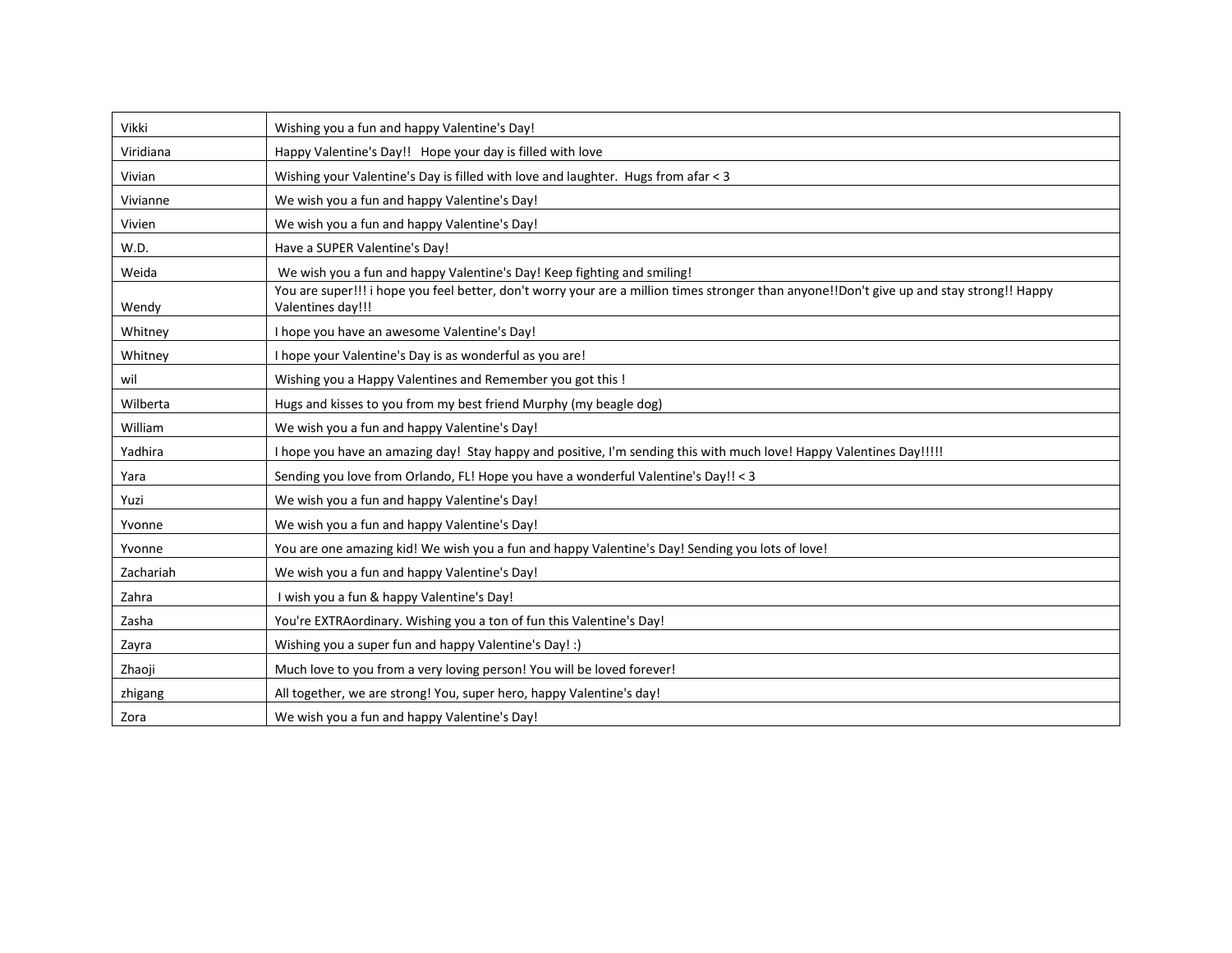| | |
|---|---|
| Vikki | Wishing you a fun and happy Valentine's Day! |
| Viridiana | Happy Valentine's Day!!   Hope your day is filled with love |
| Vivian | Wishing your Valentine's Day is filled with love and laughter.  Hugs from afar < 3 |
| Vivianne | We wish you a fun and happy Valentine's Day! |
| Vivien | We wish you a fun and happy Valentine's Day! |
| W.D. | Have a SUPER Valentine's Day! |
| Weida | We wish you a fun and happy Valentine's Day! Keep fighting and smiling! |
| Wendy | You are super!!! i hope you feel better, don't worry your are a million times stronger than anyone!!Don't give up and stay strong!! Happy Valentines day!!! |
| Whitney | I hope you have an awesome Valentine's Day! |
| Whitney | I hope your Valentine's Day is as wonderful as you are! |
| wil | Wishing you a Happy Valentines and Remember you got this ! |
| Wilberta | Hugs and kisses to you from my best friend Murphy (my beagle dog) |
| William | We wish you a fun and happy Valentine's Day! |
| Yadhira | I hope you have an amazing day!  Stay happy and positive, I'm sending this with much love! Happy Valentines Day!!!!! |
| Yara | Sending you love from Orlando, FL! Hope you have a wonderful Valentine's Day!! < 3 |
| Yuzi | We wish you a fun and happy Valentine's Day! |
| Yvonne | We wish you a fun and happy Valentine's Day! |
| Yvonne | You are one amazing kid! We wish you a fun and happy Valentine's Day! Sending you lots of love! |
| Zachariah | We wish you a fun and happy Valentine's Day! |
| Zahra | I wish you a fun & happy Valentine's Day! |
| Zasha | You're EXTRAordinary. Wishing you a ton of fun this Valentine's Day! |
| Zayra | Wishing you a super fun and happy Valentine's Day! :) |
| Zhaoji | Much love to you from a very loving person! You will be loved forever! |
| zhigang | All together, we are strong! You, super hero, happy Valentine's day! |
| Zora | We wish you a fun and happy Valentine's Day! |